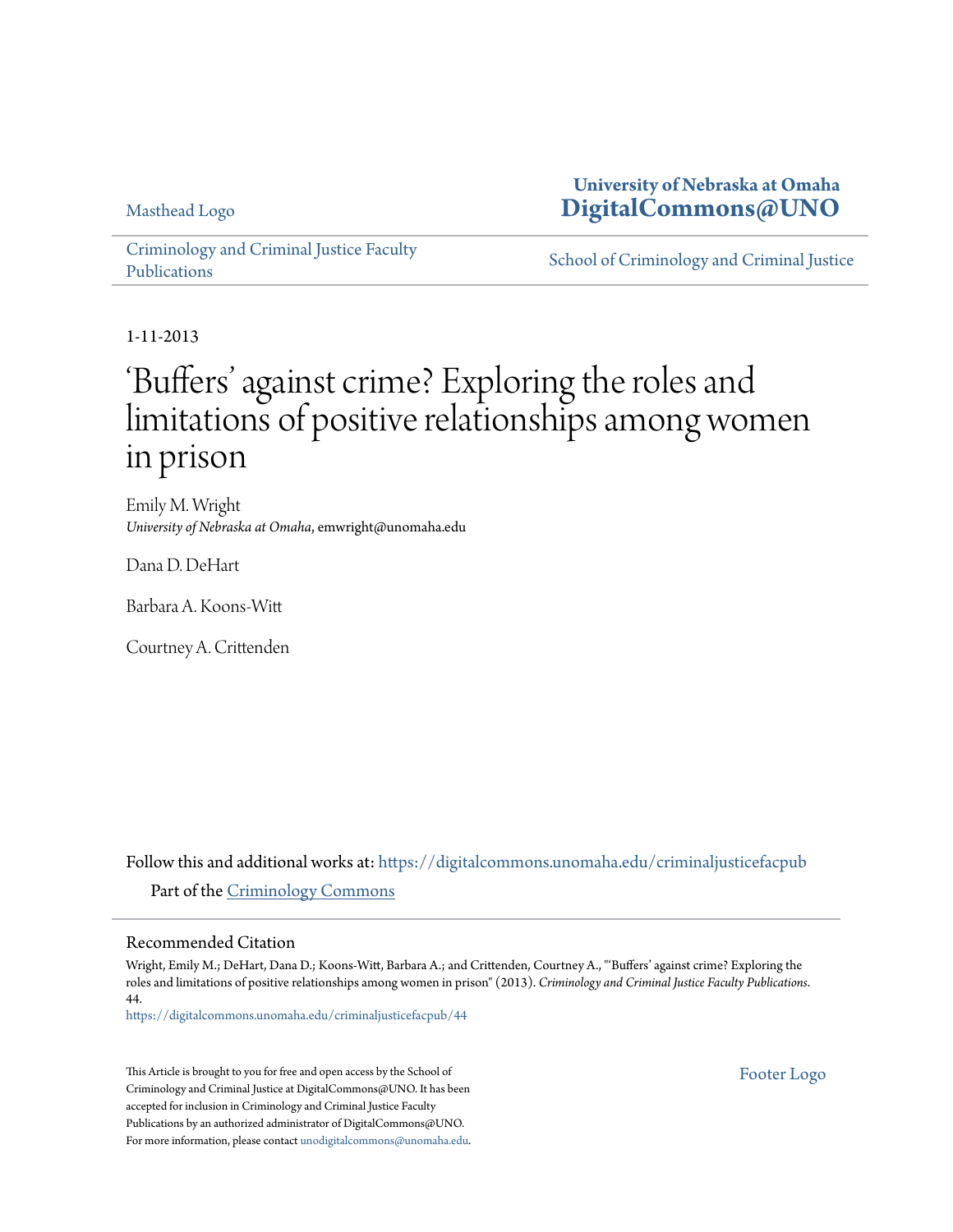Masthead Logo

# University of Nebraska at Omaha DigitalCommons@UNO

Criminology and Criminal Justice Faculty Publications

School of Criminology and Criminal Justice

1-11-2013

# 'Buffers' against crime? Exploring the roles and limitations of positive relationships among women in prison

Emily M. Wright
*University of Nebraska at Omaha*, emwright@unomaha.edu

Dana D. DeHart

Barbara A. Koons-Witt

Courtney A. Crittenden

Follow this and additional works at: https://digitalcommons.unomaha.edu/criminaljusticefacpub

Part of the Criminology Commons

## Recommended Citation

Wright, Emily M.; DeHart, Dana D.; Koons-Witt, Barbara A.; and Crittenden, Courtney A., "'Buffers' against crime? Exploring the roles and limitations of positive relationships among women in prison" (2013). *Criminology and Criminal Justice Faculty Publications*. 44.
https://digitalcommons.unomaha.edu/criminaljusticefacpub/44

This Article is brought to you for free and open access by the School of Criminology and Criminal Justice at DigitalCommons@UNO. It has been accepted for inclusion in Criminology and Criminal Justice Faculty Publications by an authorized administrator of DigitalCommons@UNO. For more information, please contact unodigitalcommons@unomaha.edu.

Footer Logo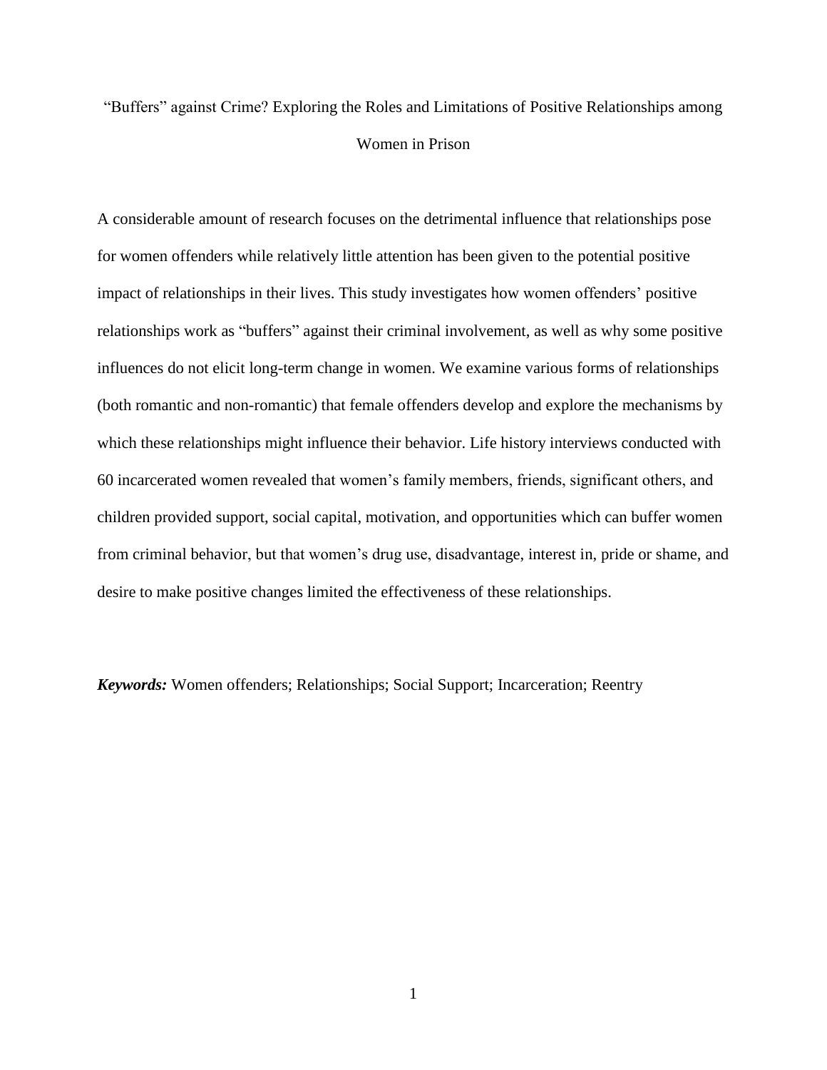# "Buffers" against Crime? Exploring the Roles and Limitations of Positive Relationships among Women in Prison

A considerable amount of research focuses on the detrimental influence that relationships pose for women offenders while relatively little attention has been given to the potential positive impact of relationships in their lives. This study investigates how women offenders' positive relationships work as "buffers" against their criminal involvement, as well as why some positive influences do not elicit long-term change in women. We examine various forms of relationships (both romantic and non-romantic) that female offenders develop and explore the mechanisms by which these relationships might influence their behavior. Life history interviews conducted with 60 incarcerated women revealed that women's family members, friends, significant others, and children provided support, social capital, motivation, and opportunities which can buffer women from criminal behavior, but that women's drug use, disadvantage, interest in, pride or shame, and desire to make positive changes limited the effectiveness of these relationships.

***Keywords:*** Women offenders; Relationships; Social Support; Incarceration; Reentry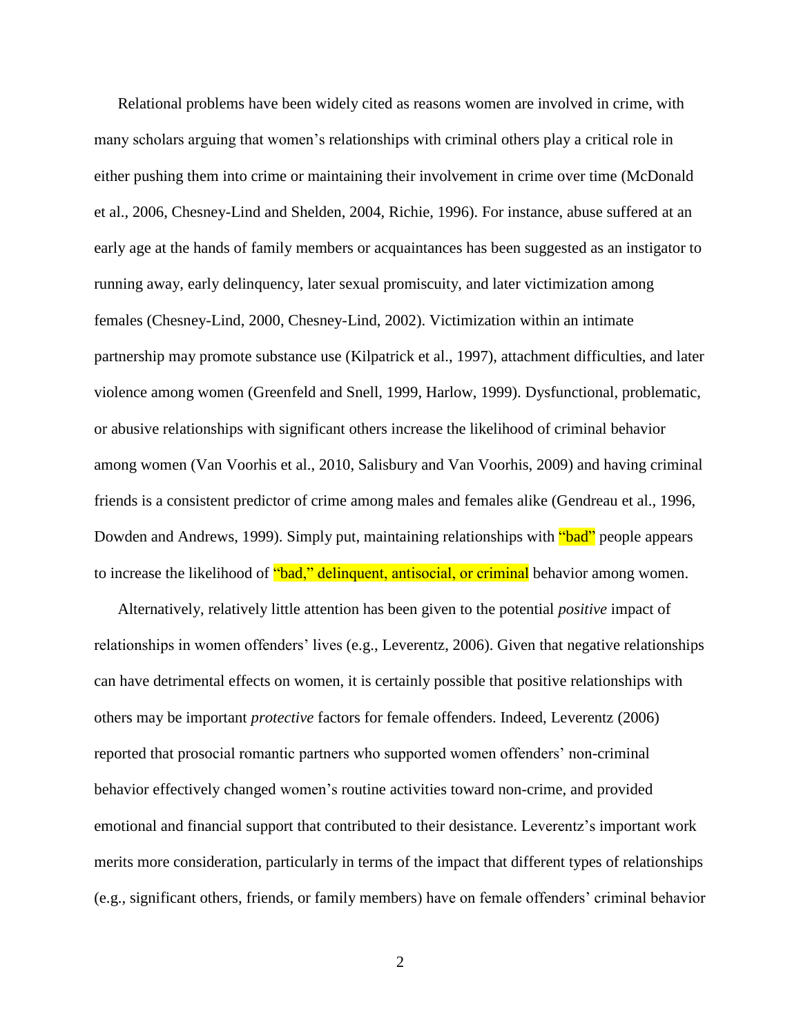Relational problems have been widely cited as reasons women are involved in crime, with many scholars arguing that women's relationships with criminal others play a critical role in either pushing them into crime or maintaining their involvement in crime over time (McDonald et al., 2006, Chesney-Lind and Shelden, 2004, Richie, 1996). For instance, abuse suffered at an early age at the hands of family members or acquaintances has been suggested as an instigator to running away, early delinquency, later sexual promiscuity, and later victimization among females (Chesney-Lind, 2000, Chesney-Lind, 2002). Victimization within an intimate partnership may promote substance use (Kilpatrick et al., 1997), attachment difficulties, and later violence among women (Greenfeld and Snell, 1999, Harlow, 1999). Dysfunctional, problematic, or abusive relationships with significant others increase the likelihood of criminal behavior among women (Van Voorhis et al., 2010, Salisbury and Van Voorhis, 2009) and having criminal friends is a consistent predictor of crime among males and females alike (Gendreau et al., 1996, Dowden and Andrews, 1999). Simply put, maintaining relationships with "bad" people appears to increase the likelihood of "bad," delinquent, antisocial, or criminal behavior among women.

Alternatively, relatively little attention has been given to the potential *positive* impact of relationships in women offenders' lives (e.g., Leverentz, 2006). Given that negative relationships can have detrimental effects on women, it is certainly possible that positive relationships with others may be important *protective* factors for female offenders. Indeed, Leverentz (2006) reported that prosocial romantic partners who supported women offenders' non-criminal behavior effectively changed women's routine activities toward non-crime, and provided emotional and financial support that contributed to their desistance. Leverentz's important work merits more consideration, particularly in terms of the impact that different types of relationships (e.g., significant others, friends, or family members) have on female offenders' criminal behavior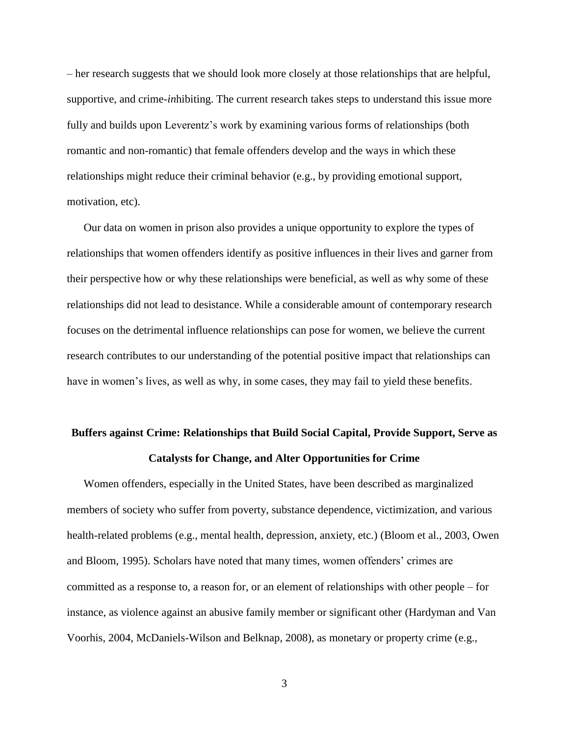– her research suggests that we should look more closely at those relationships that are helpful, supportive, and crime-*in*hibiting. The current research takes steps to understand this issue more fully and builds upon Leverentz's work by examining various forms of relationships (both romantic and non-romantic) that female offenders develop and the ways in which these relationships might reduce their criminal behavior (e.g., by providing emotional support, motivation, etc).

Our data on women in prison also provides a unique opportunity to explore the types of relationships that women offenders identify as positive influences in their lives and garner from their perspective how or why these relationships were beneficial, as well as why some of these relationships did not lead to desistance. While a considerable amount of contemporary research focuses on the detrimental influence relationships can pose for women, we believe the current research contributes to our understanding of the potential positive impact that relationships can have in women's lives, as well as why, in some cases, they may fail to yield these benefits.

## Buffers against Crime: Relationships that Build Social Capital, Provide Support, Serve as Catalysts for Change, and Alter Opportunities for Crime

Women offenders, especially in the United States, have been described as marginalized members of society who suffer from poverty, substance dependence, victimization, and various health-related problems (e.g., mental health, depression, anxiety, etc.) (Bloom et al., 2003, Owen and Bloom, 1995). Scholars have noted that many times, women offenders' crimes are committed as a response to, a reason for, or an element of relationships with other people – for instance, as violence against an abusive family member or significant other (Hardyman and Van Voorhis, 2004, McDaniels-Wilson and Belknap, 2008), as monetary or property crime (e.g.,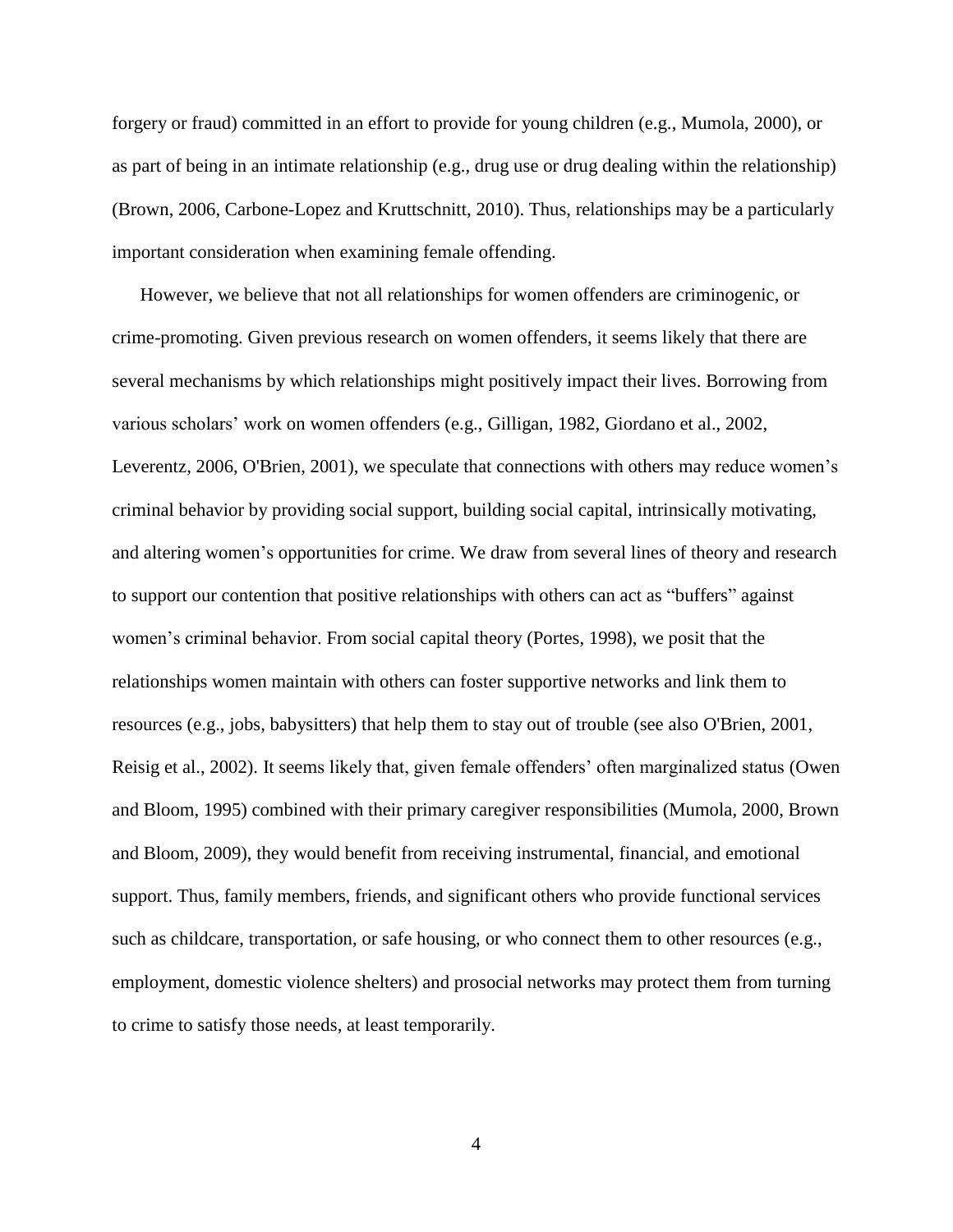forgery or fraud) committed in an effort to provide for young children (e.g., Mumola, 2000), or as part of being in an intimate relationship (e.g., drug use or drug dealing within the relationship) (Brown, 2006, Carbone-Lopez and Kruttschnitt, 2010). Thus, relationships may be a particularly important consideration when examining female offending.

However, we believe that not all relationships for women offenders are criminogenic, or crime-promoting. Given previous research on women offenders, it seems likely that there are several mechanisms by which relationships might positively impact their lives. Borrowing from various scholars' work on women offenders (e.g., Gilligan, 1982, Giordano et al., 2002, Leverentz, 2006, O'Brien, 2001), we speculate that connections with others may reduce women's criminal behavior by providing social support, building social capital, intrinsically motivating, and altering women's opportunities for crime. We draw from several lines of theory and research to support our contention that positive relationships with others can act as "buffers" against women's criminal behavior. From social capital theory (Portes, 1998), we posit that the relationships women maintain with others can foster supportive networks and link them to resources (e.g., jobs, babysitters) that help them to stay out of trouble (see also O'Brien, 2001, Reisig et al., 2002). It seems likely that, given female offenders' often marginalized status (Owen and Bloom, 1995) combined with their primary caregiver responsibilities (Mumola, 2000, Brown and Bloom, 2009), they would benefit from receiving instrumental, financial, and emotional support. Thus, family members, friends, and significant others who provide functional services such as childcare, transportation, or safe housing, or who connect them to other resources (e.g., employment, domestic violence shelters) and prosocial networks may protect them from turning to crime to satisfy those needs, at least temporarily.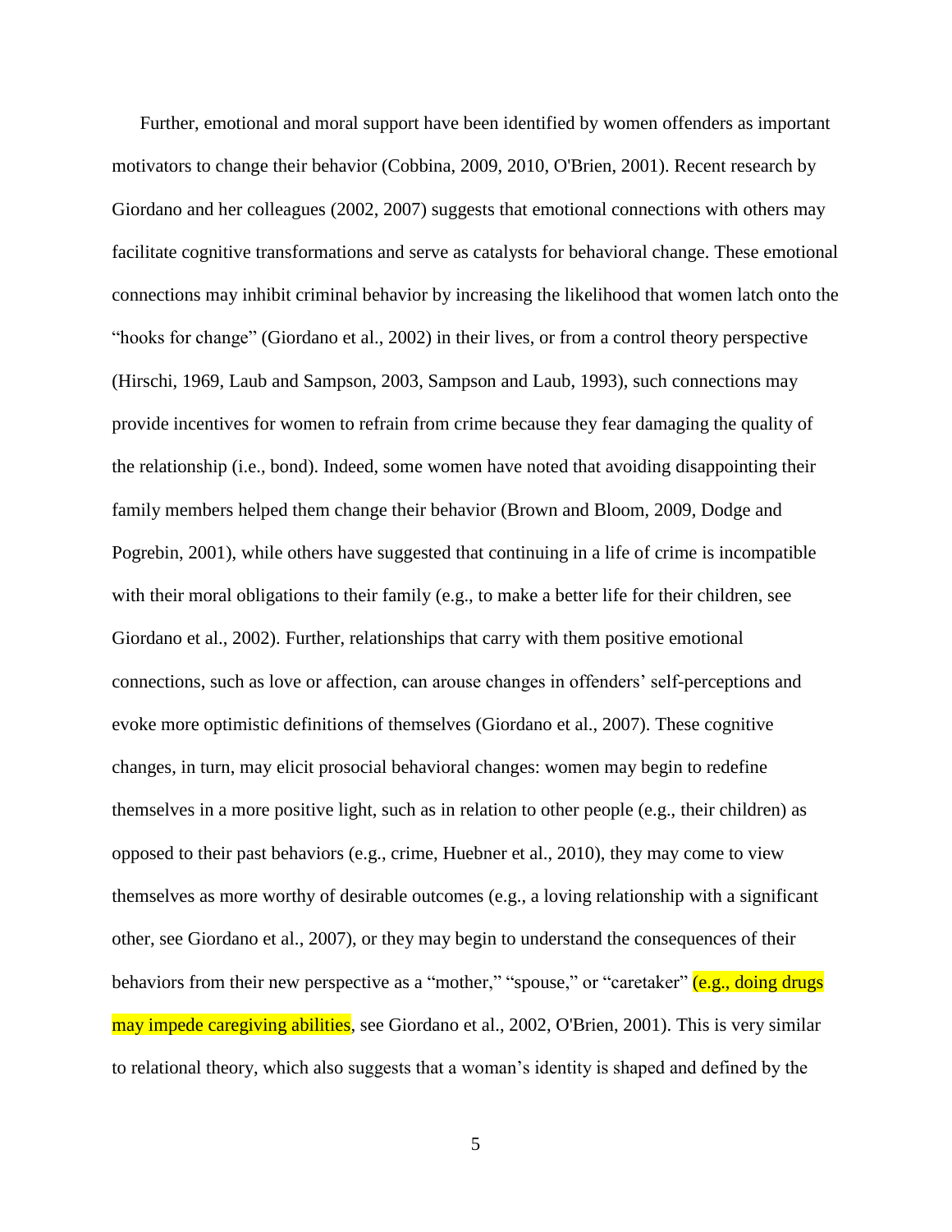Further, emotional and moral support have been identified by women offenders as important motivators to change their behavior (Cobbina, 2009, 2010, O'Brien, 2001). Recent research by Giordano and her colleagues (2002, 2007) suggests that emotional connections with others may facilitate cognitive transformations and serve as catalysts for behavioral change. These emotional connections may inhibit criminal behavior by increasing the likelihood that women latch onto the "hooks for change" (Giordano et al., 2002) in their lives, or from a control theory perspective (Hirschi, 1969, Laub and Sampson, 2003, Sampson and Laub, 1993), such connections may provide incentives for women to refrain from crime because they fear damaging the quality of the relationship (i.e., bond). Indeed, some women have noted that avoiding disappointing their family members helped them change their behavior (Brown and Bloom, 2009, Dodge and Pogrebin, 2001), while others have suggested that continuing in a life of crime is incompatible with their moral obligations to their family (e.g., to make a better life for their children, see Giordano et al., 2002). Further, relationships that carry with them positive emotional connections, such as love or affection, can arouse changes in offenders' self-perceptions and evoke more optimistic definitions of themselves (Giordano et al., 2007). These cognitive changes, in turn, may elicit prosocial behavioral changes: women may begin to redefine themselves in a more positive light, such as in relation to other people (e.g., their children) as opposed to their past behaviors (e.g., crime, Huebner et al., 2010), they may come to view themselves as more worthy of desirable outcomes (e.g., a loving relationship with a significant other, see Giordano et al., 2007), or they may begin to understand the consequences of their behaviors from their new perspective as a "mother," "spouse," or "caretaker" (e.g., doing drugs may impede caregiving abilities, see Giordano et al., 2002, O'Brien, 2001). This is very similar to relational theory, which also suggests that a woman's identity is shaped and defined by the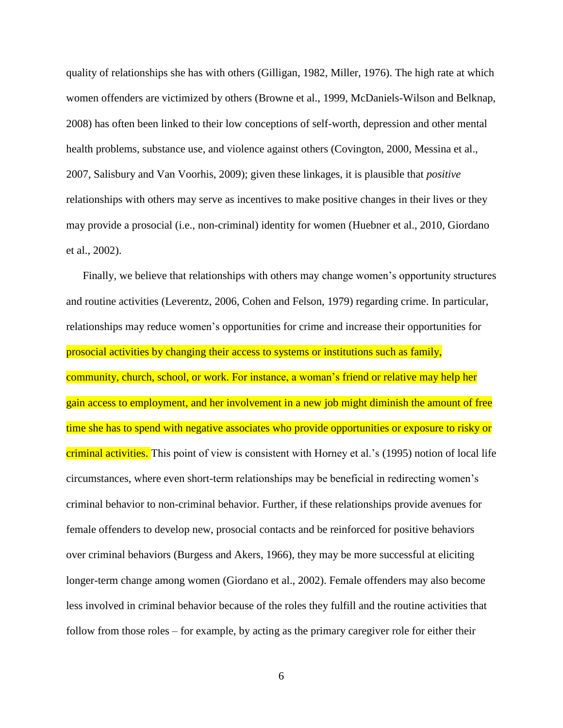quality of relationships she has with others (Gilligan, 1982, Miller, 1976). The high rate at which women offenders are victimized by others (Browne et al., 1999, McDaniels-Wilson and Belknap, 2008) has often been linked to their low conceptions of self-worth, depression and other mental health problems, substance use, and violence against others (Covington, 2000, Messina et al., 2007, Salisbury and Van Voorhis, 2009); given these linkages, it is plausible that *positive* relationships with others may serve as incentives to make positive changes in their lives or they may provide a prosocial (i.e., non-criminal) identity for women (Huebner et al., 2010, Giordano et al., 2002).

Finally, we believe that relationships with others may change women's opportunity structures and routine activities (Leverentz, 2006, Cohen and Felson, 1979) regarding crime. In particular, relationships may reduce women's opportunities for crime and increase their opportunities for prosocial activities by changing their access to systems or institutions such as family, community, church, school, or work. For instance, a woman's friend or relative may help her gain access to employment, and her involvement in a new job might diminish the amount of free time she has to spend with negative associates who provide opportunities or exposure to risky or criminal activities. This point of view is consistent with Horney et al.'s (1995) notion of local life circumstances, where even short-term relationships may be beneficial in redirecting women's criminal behavior to non-criminal behavior. Further, if these relationships provide avenues for female offenders to develop new, prosocial contacts and be reinforced for positive behaviors over criminal behaviors (Burgess and Akers, 1966), they may be more successful at eliciting longer-term change among women (Giordano et al., 2002). Female offenders may also become less involved in criminal behavior because of the roles they fulfill and the routine activities that follow from those roles – for example, by acting as the primary caregiver role for either their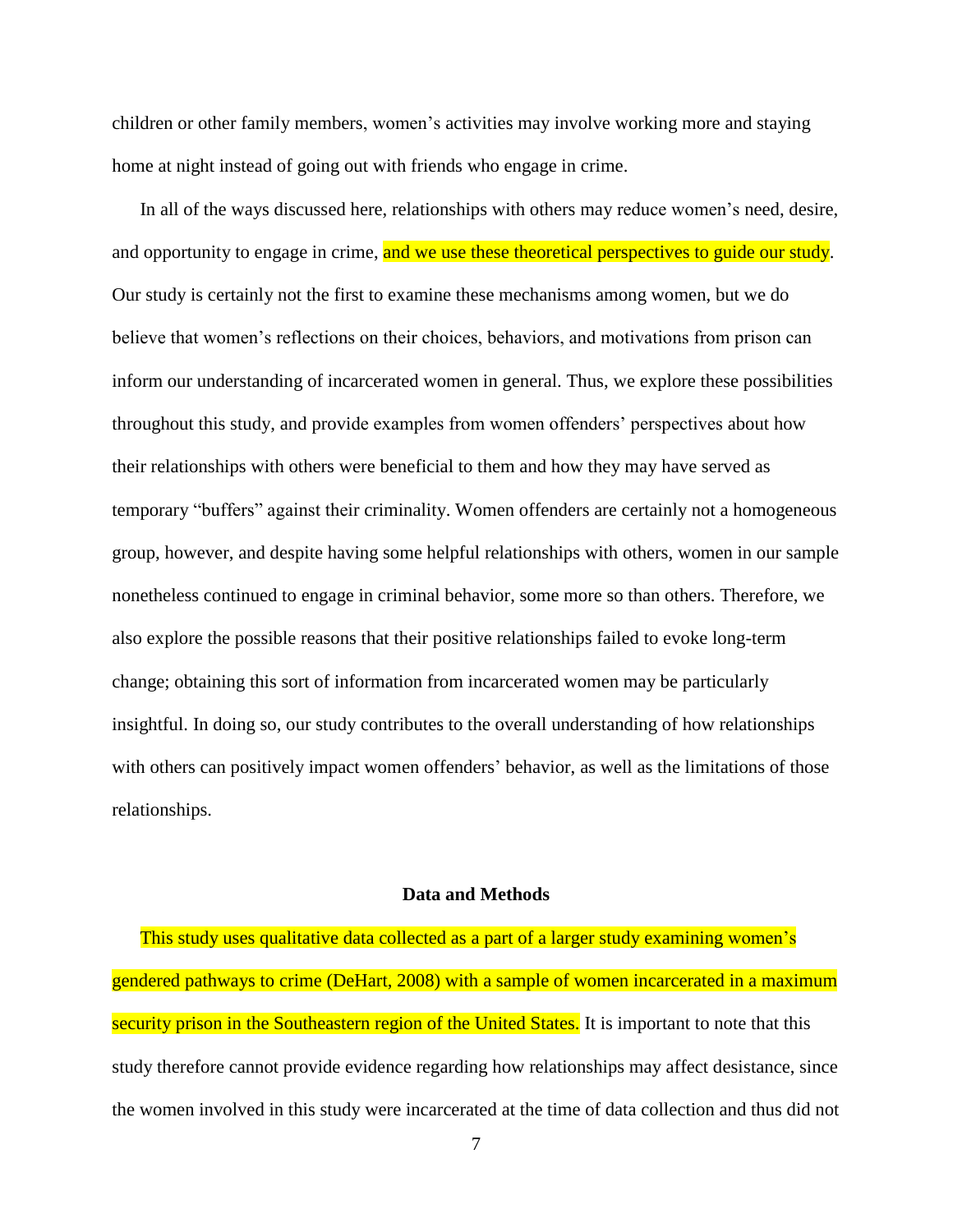children or other family members, women's activities may involve working more and staying home at night instead of going out with friends who engage in crime.

In all of the ways discussed here, relationships with others may reduce women's need, desire, and opportunity to engage in crime, and we use these theoretical perspectives to guide our study. Our study is certainly not the first to examine these mechanisms among women, but we do believe that women's reflections on their choices, behaviors, and motivations from prison can inform our understanding of incarcerated women in general. Thus, we explore these possibilities throughout this study, and provide examples from women offenders' perspectives about how their relationships with others were beneficial to them and how they may have served as temporary "buffers" against their criminality. Women offenders are certainly not a homogeneous group, however, and despite having some helpful relationships with others, women in our sample nonetheless continued to engage in criminal behavior, some more so than others. Therefore, we also explore the possible reasons that their positive relationships failed to evoke long-term change; obtaining this sort of information from incarcerated women may be particularly insightful. In doing so, our study contributes to the overall understanding of how relationships with others can positively impact women offenders' behavior, as well as the limitations of those relationships.

## Data and Methods

This study uses qualitative data collected as a part of a larger study examining women's gendered pathways to crime (DeHart, 2008) with a sample of women incarcerated in a maximum security prison in the Southeastern region of the United States. It is important to note that this study therefore cannot provide evidence regarding how relationships may affect desistance, since the women involved in this study were incarcerated at the time of data collection and thus did not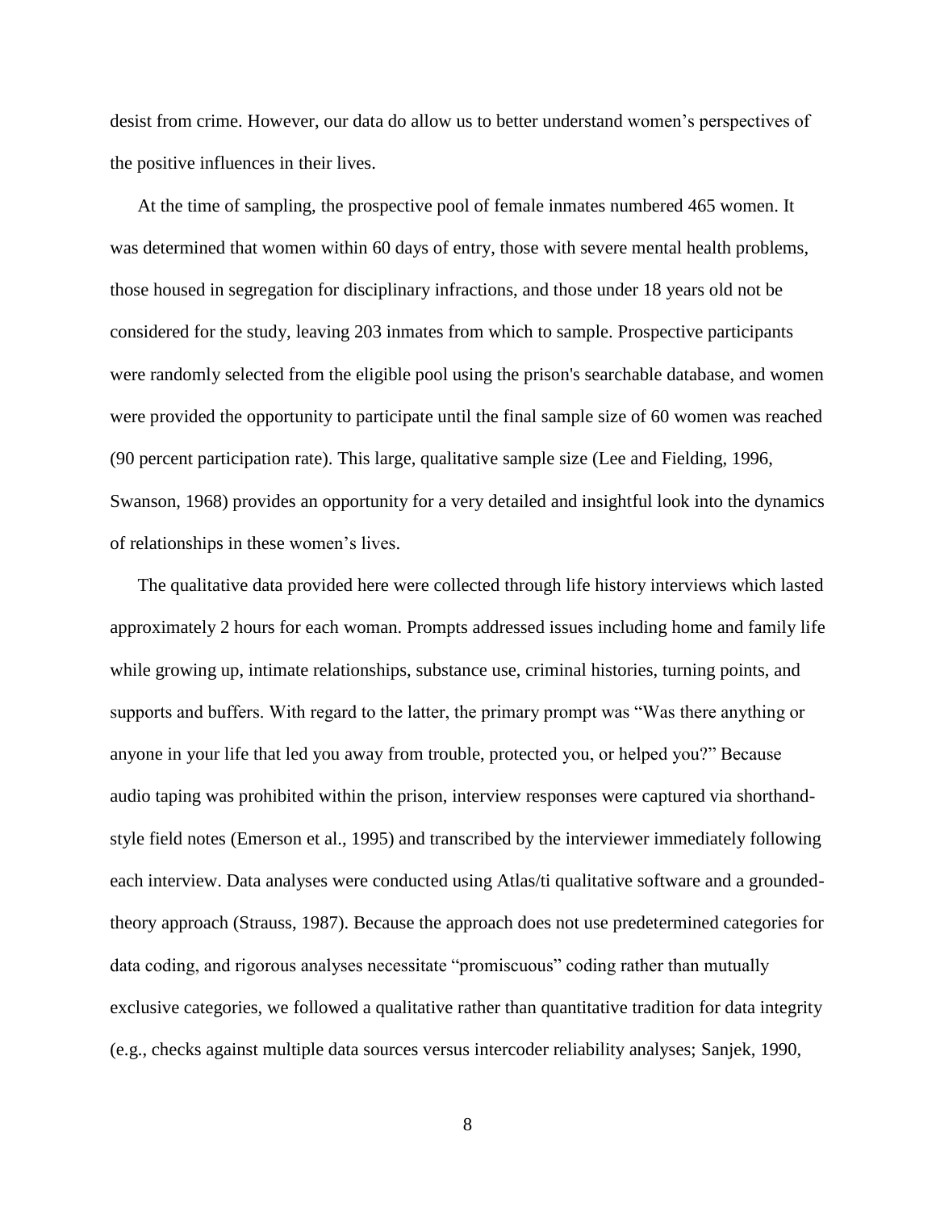desist from crime. However, our data do allow us to better understand women's perspectives of the positive influences in their lives.

At the time of sampling, the prospective pool of female inmates numbered 465 women. It was determined that women within 60 days of entry, those with severe mental health problems, those housed in segregation for disciplinary infractions, and those under 18 years old not be considered for the study, leaving 203 inmates from which to sample. Prospective participants were randomly selected from the eligible pool using the prison's searchable database, and women were provided the opportunity to participate until the final sample size of 60 women was reached (90 percent participation rate). This large, qualitative sample size (Lee and Fielding, 1996, Swanson, 1968) provides an opportunity for a very detailed and insightful look into the dynamics of relationships in these women's lives.

The qualitative data provided here were collected through life history interviews which lasted approximately 2 hours for each woman. Prompts addressed issues including home and family life while growing up, intimate relationships, substance use, criminal histories, turning points, and supports and buffers. With regard to the latter, the primary prompt was "Was there anything or anyone in your life that led you away from trouble, protected you, or helped you?" Because audio taping was prohibited within the prison, interview responses were captured via shorthand-style field notes (Emerson et al., 1995) and transcribed by the interviewer immediately following each interview. Data analyses were conducted using Atlas/ti qualitative software and a grounded-theory approach (Strauss, 1987). Because the approach does not use predetermined categories for data coding, and rigorous analyses necessitate "promiscuous" coding rather than mutually exclusive categories, we followed a qualitative rather than quantitative tradition for data integrity (e.g., checks against multiple data sources versus intercoder reliability analyses; Sanjek, 1990,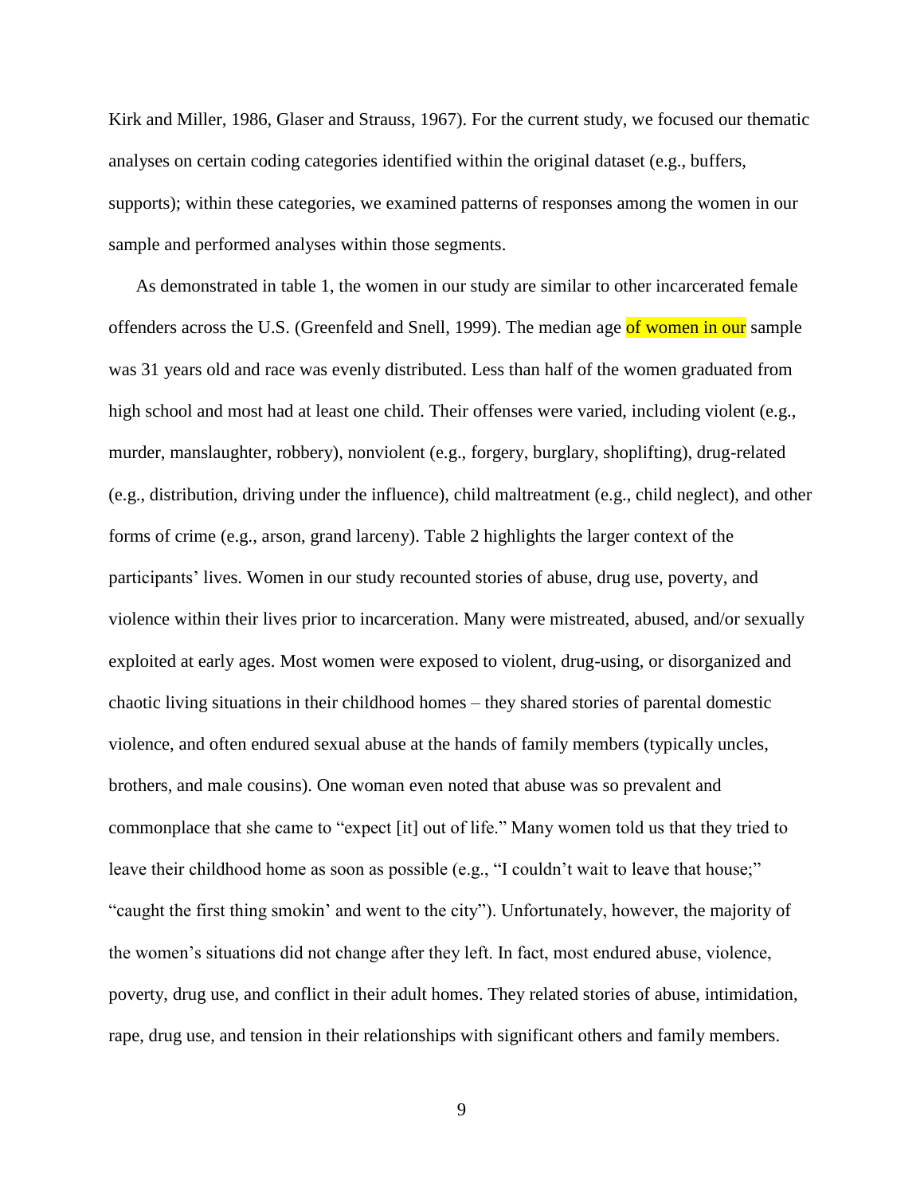Kirk and Miller, 1986, Glaser and Strauss, 1967). For the current study, we focused our thematic analyses on certain coding categories identified within the original dataset (e.g., buffers, supports); within these categories, we examined patterns of responses among the women in our sample and performed analyses within those segments.

As demonstrated in table 1, the women in our study are similar to other incarcerated female offenders across the U.S. (Greenfeld and Snell, 1999). The median age of women in our sample was 31 years old and race was evenly distributed. Less than half of the women graduated from high school and most had at least one child. Their offenses were varied, including violent (e.g., murder, manslaughter, robbery), nonviolent (e.g., forgery, burglary, shoplifting), drug-related (e.g., distribution, driving under the influence), child maltreatment (e.g., child neglect), and other forms of crime (e.g., arson, grand larceny). Table 2 highlights the larger context of the participants' lives. Women in our study recounted stories of abuse, drug use, poverty, and violence within their lives prior to incarceration. Many were mistreated, abused, and/or sexually exploited at early ages. Most women were exposed to violent, drug-using, or disorganized and chaotic living situations in their childhood homes – they shared stories of parental domestic violence, and often endured sexual abuse at the hands of family members (typically uncles, brothers, and male cousins). One woman even noted that abuse was so prevalent and commonplace that she came to "expect [it] out of life." Many women told us that they tried to leave their childhood home as soon as possible (e.g., "I couldn't wait to leave that house;" "caught the first thing smokin' and went to the city"). Unfortunately, however, the majority of the women's situations did not change after they left. In fact, most endured abuse, violence, poverty, drug use, and conflict in their adult homes. They related stories of abuse, intimidation, rape, drug use, and tension in their relationships with significant others and family members.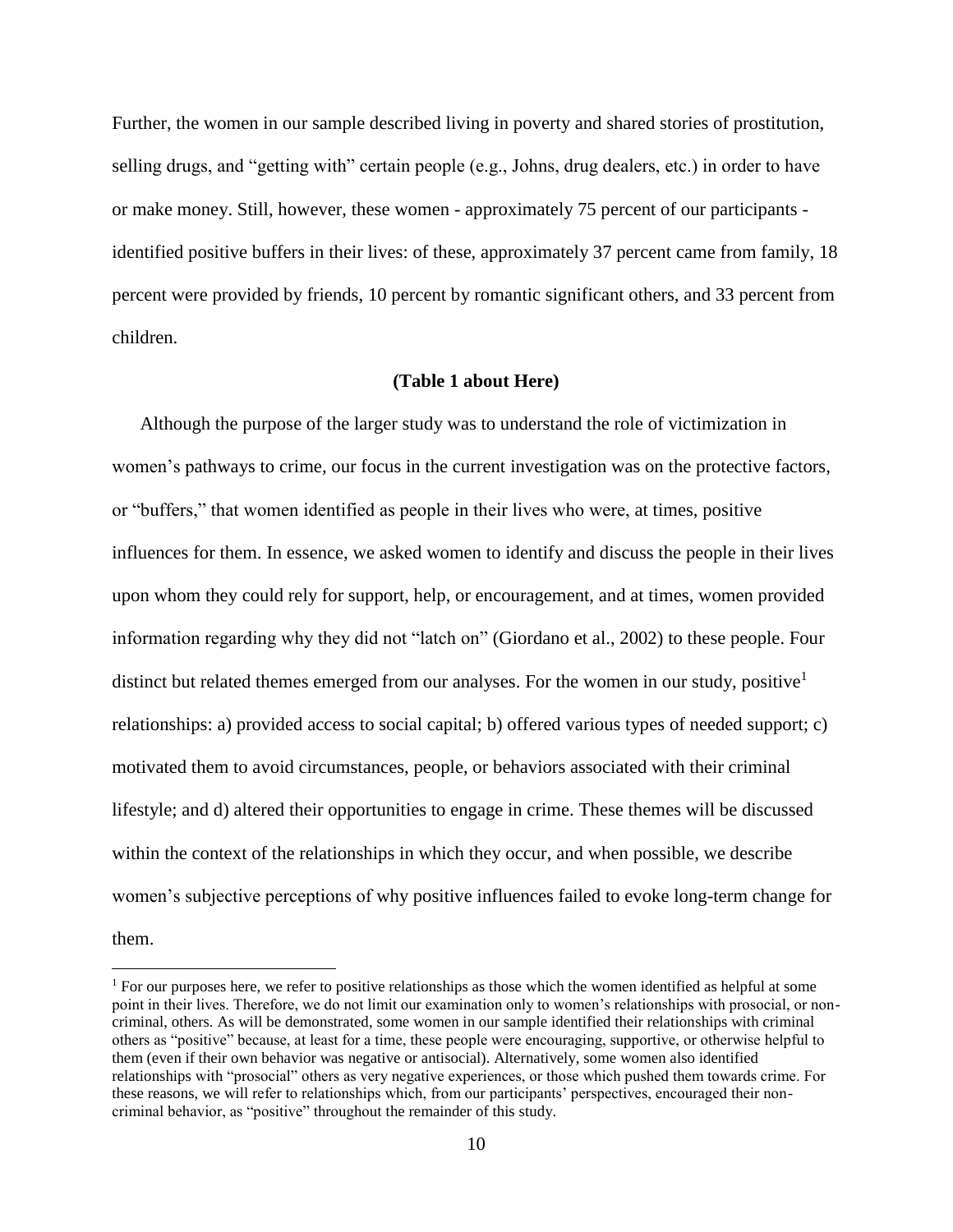Further, the women in our sample described living in poverty and shared stories of prostitution, selling drugs, and "getting with" certain people (e.g., Johns, drug dealers, etc.) in order to have or make money. Still, however, these women - approximately 75 percent of our participants - identified positive buffers in their lives: of these, approximately 37 percent came from family, 18 percent were provided by friends, 10 percent by romantic significant others, and 33 percent from children.

**(Table 1 about Here)**

Although the purpose of the larger study was to understand the role of victimization in women's pathways to crime, our focus in the current investigation was on the protective factors, or "buffers," that women identified as people in their lives who were, at times, positive influences for them. In essence, we asked women to identify and discuss the people in their lives upon whom they could rely for support, help, or encouragement, and at times, women provided information regarding why they did not "latch on" (Giordano et al., 2002) to these people. Four distinct but related themes emerged from our analyses. For the women in our study, positive[1] relationships: a) provided access to social capital; b) offered various types of needed support; c) motivated them to avoid circumstances, people, or behaviors associated with their criminal lifestyle; and d) altered their opportunities to engage in crime. These themes will be discussed within the context of the relationships in which they occur, and when possible, we describe women's subjective perceptions of why positive influences failed to evoke long-term change for them.

[1] For our purposes here, we refer to positive relationships as those which the women identified as helpful at some point in their lives. Therefore, we do not limit our examination only to women's relationships with prosocial, or non-criminal, others. As will be demonstrated, some women in our sample identified their relationships with criminal others as "positive" because, at least for a time, these people were encouraging, supportive, or otherwise helpful to them (even if their own behavior was negative or antisocial). Alternatively, some women also identified relationships with "prosocial" others as very negative experiences, or those which pushed them towards crime. For these reasons, we will refer to relationships which, from our participants' perspectives, encouraged their non-criminal behavior, as "positive" throughout the remainder of this study.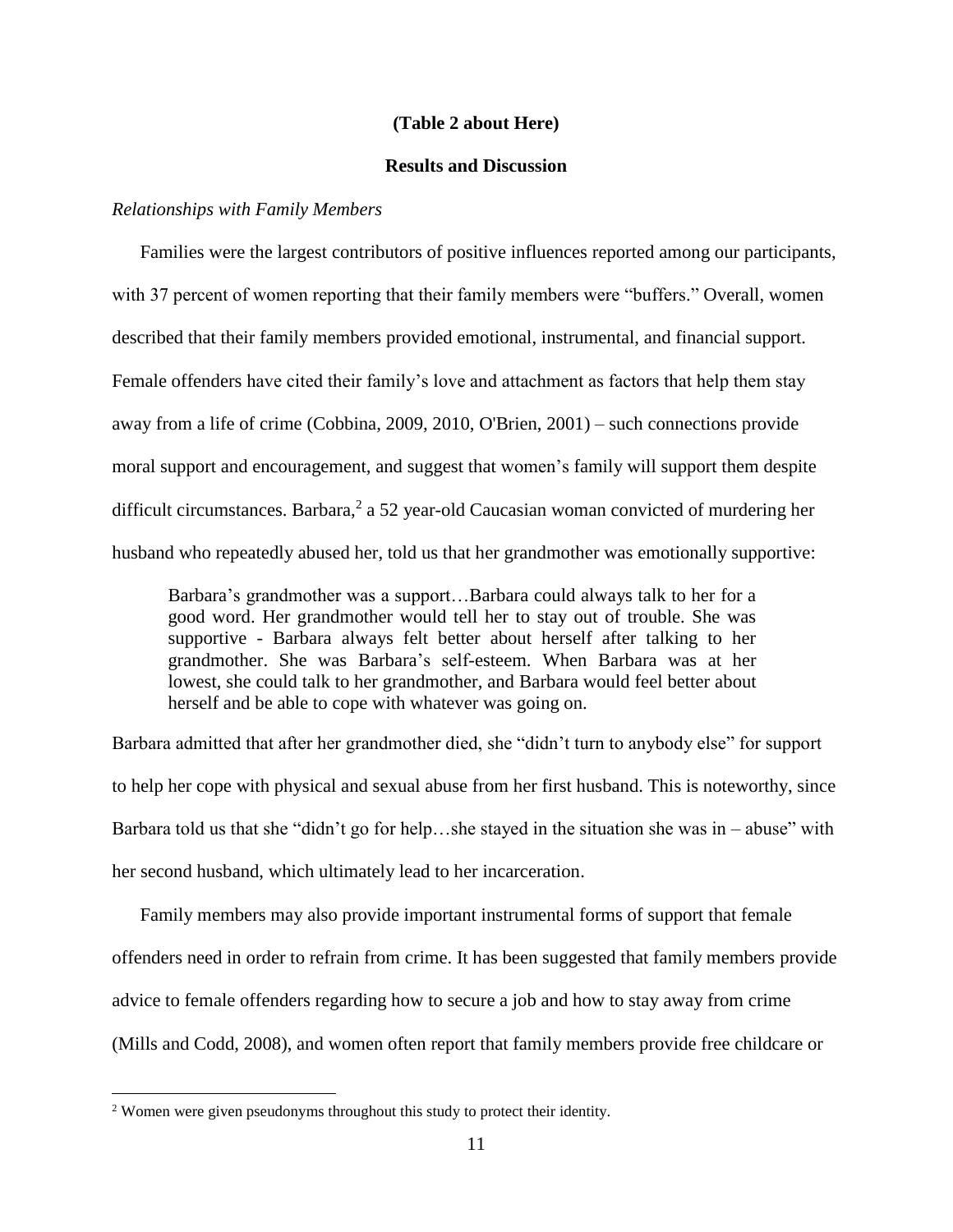**(Table 2 about Here)**

## Results and Discussion

### *Relationships with Family Members*

Families were the largest contributors of positive influences reported among our participants, with 37 percent of women reporting that their family members were "buffers." Overall, women described that their family members provided emotional, instrumental, and financial support. Female offenders have cited their family's love and attachment as factors that help them stay away from a life of crime (Cobbina, 2009, 2010, O'Brien, 2001) – such connections provide moral support and encouragement, and suggest that women's family will support them despite difficult circumstances. Barbara,[2] a 52 year-old Caucasian woman convicted of murdering her husband who repeatedly abused her, told us that her grandmother was emotionally supportive:

> Barbara's grandmother was a support…Barbara could always talk to her for a good word. Her grandmother would tell her to stay out of trouble. She was supportive - Barbara always felt better about herself after talking to her grandmother. She was Barbara's self-esteem. When Barbara was at her lowest, she could talk to her grandmother, and Barbara would feel better about herself and be able to cope with whatever was going on.

Barbara admitted that after her grandmother died, she "didn't turn to anybody else" for support to help her cope with physical and sexual abuse from her first husband. This is noteworthy, since Barbara told us that she "didn't go for help…she stayed in the situation she was in – abuse" with her second husband, which ultimately lead to her incarceration.

Family members may also provide important instrumental forms of support that female offenders need in order to refrain from crime. It has been suggested that family members provide advice to female offenders regarding how to secure a job and how to stay away from crime (Mills and Codd, 2008), and women often report that family members provide free childcare or

---

[2] Women were given pseudonyms throughout this study to protect their identity.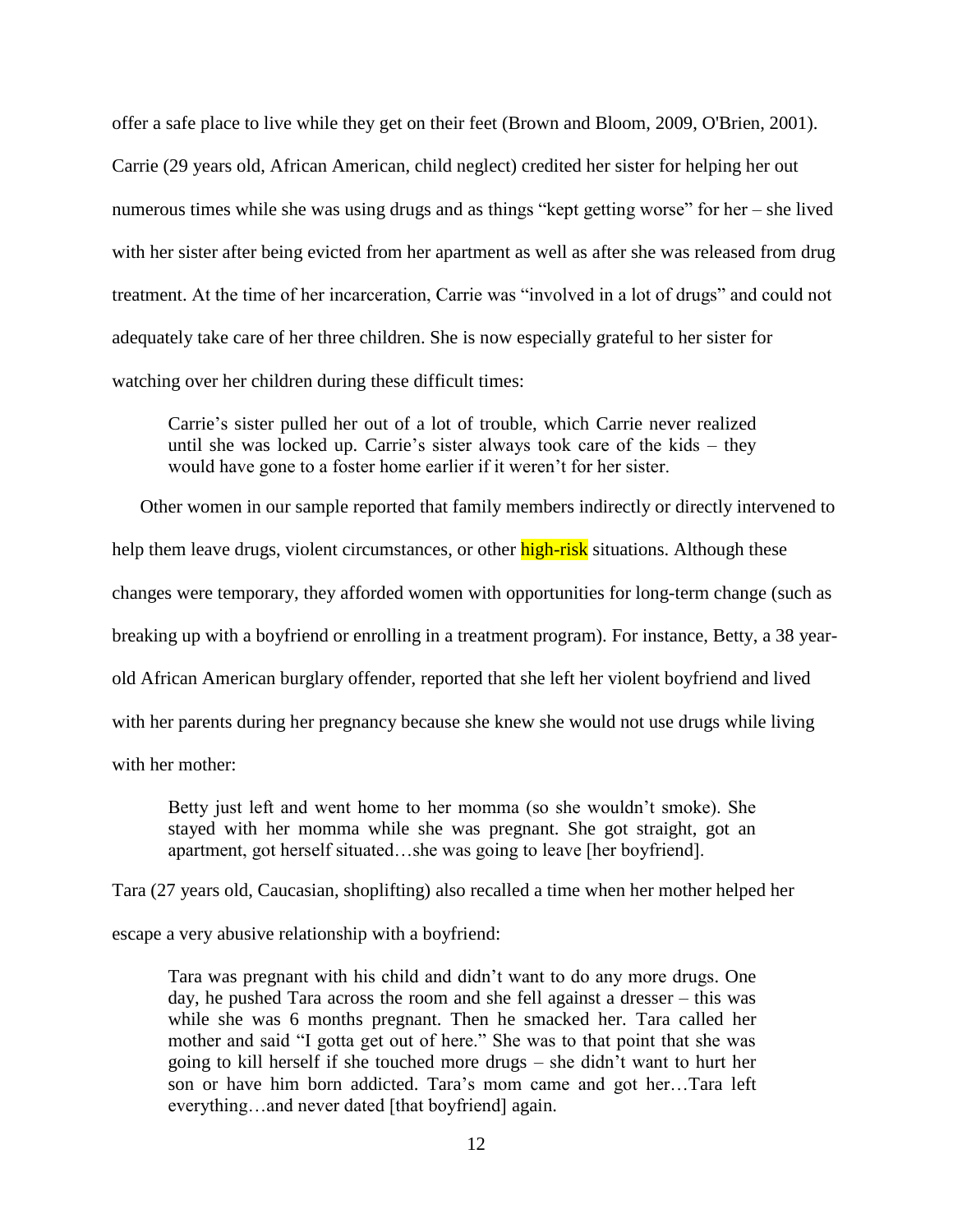offer a safe place to live while they get on their feet (Brown and Bloom, 2009, O'Brien, 2001). Carrie (29 years old, African American, child neglect) credited her sister for helping her out numerous times while she was using drugs and as things "kept getting worse" for her – she lived with her sister after being evicted from her apartment as well as after she was released from drug treatment. At the time of her incarceration, Carrie was "involved in a lot of drugs" and could not adequately take care of her three children. She is now especially grateful to her sister for watching over her children during these difficult times:

> Carrie's sister pulled her out of a lot of trouble, which Carrie never realized until she was locked up. Carrie's sister always took care of the kids – they would have gone to a foster home earlier if it weren't for her sister.

Other women in our sample reported that family members indirectly or directly intervened to help them leave drugs, violent circumstances, or other high-risk situations. Although these changes were temporary, they afforded women with opportunities for long-term change (such as breaking up with a boyfriend or enrolling in a treatment program). For instance, Betty, a 38 year-old African American burglary offender, reported that she left her violent boyfriend and lived with her parents during her pregnancy because she knew she would not use drugs while living with her mother:

> Betty just left and went home to her momma (so she wouldn't smoke). She stayed with her momma while she was pregnant. She got straight, got an apartment, got herself situated…she was going to leave [her boyfriend].

Tara (27 years old, Caucasian, shoplifting) also recalled a time when her mother helped her escape a very abusive relationship with a boyfriend:

> Tara was pregnant with his child and didn't want to do any more drugs. One day, he pushed Tara across the room and she fell against a dresser – this was while she was 6 months pregnant. Then he smacked her. Tara called her mother and said "I gotta get out of here." She was to that point that she was going to kill herself if she touched more drugs – she didn't want to hurt her son or have him born addicted. Tara's mom came and got her…Tara left everything…and never dated [that boyfriend] again.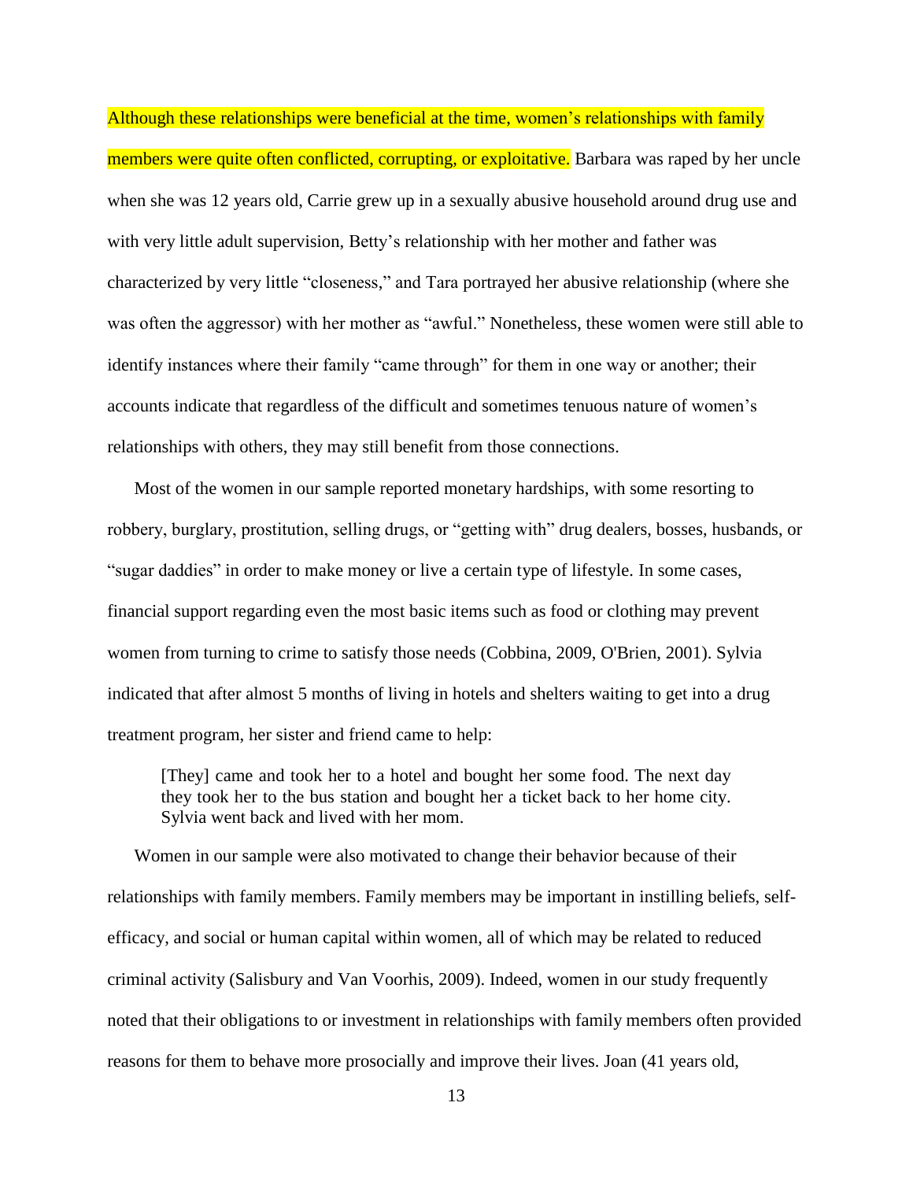Although these relationships were beneficial at the time, women's relationships with family members were quite often conflicted, corrupting, or exploitative. Barbara was raped by her uncle when she was 12 years old, Carrie grew up in a sexually abusive household around drug use and with very little adult supervision, Betty's relationship with her mother and father was characterized by very little "closeness," and Tara portrayed her abusive relationship (where she was often the aggressor) with her mother as "awful." Nonetheless, these women were still able to identify instances where their family "came through" for them in one way or another; their accounts indicate that regardless of the difficult and sometimes tenuous nature of women's relationships with others, they may still benefit from those connections.

Most of the women in our sample reported monetary hardships, with some resorting to robbery, burglary, prostitution, selling drugs, or "getting with" drug dealers, bosses, husbands, or "sugar daddies" in order to make money or live a certain type of lifestyle. In some cases, financial support regarding even the most basic items such as food or clothing may prevent women from turning to crime to satisfy those needs (Cobbina, 2009, O'Brien, 2001). Sylvia indicated that after almost 5 months of living in hotels and shelters waiting to get into a drug treatment program, her sister and friend came to help:

> [They] came and took her to a hotel and bought her some food. The next day they took her to the bus station and bought her a ticket back to her home city. Sylvia went back and lived with her mom.

Women in our sample were also motivated to change their behavior because of their relationships with family members. Family members may be important in instilling beliefs, self-efficacy, and social or human capital within women, all of which may be related to reduced criminal activity (Salisbury and Van Voorhis, 2009). Indeed, women in our study frequently noted that their obligations to or investment in relationships with family members often provided reasons for them to behave more prosocially and improve their lives. Joan (41 years old,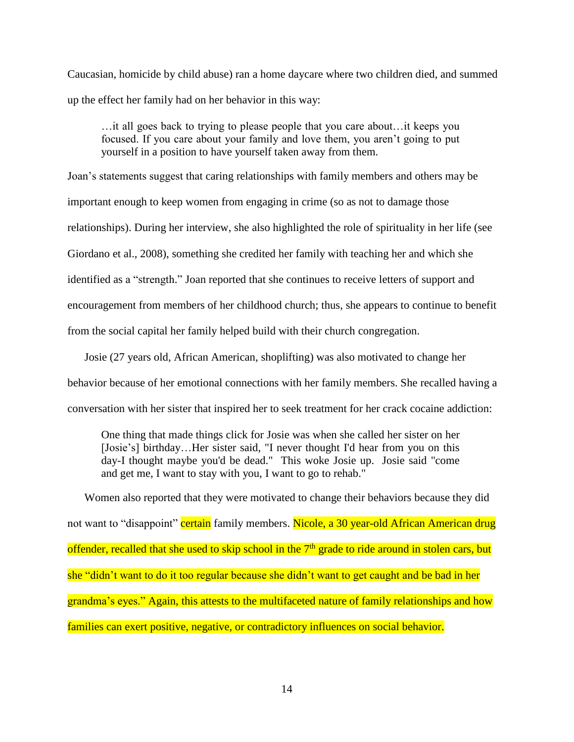Caucasian, homicide by child abuse) ran a home daycare where two children died, and summed up the effect her family had on her behavior in this way:

> …it all goes back to trying to please people that you care about…it keeps you focused. If you care about your family and love them, you aren't going to put yourself in a position to have yourself taken away from them.

Joan's statements suggest that caring relationships with family members and others may be important enough to keep women from engaging in crime (so as not to damage those relationships). During her interview, she also highlighted the role of spirituality in her life (see Giordano et al., 2008), something she credited her family with teaching her and which she identified as a "strength." Joan reported that she continues to receive letters of support and encouragement from members of her childhood church; thus, she appears to continue to benefit from the social capital her family helped build with their church congregation.

Josie (27 years old, African American, shoplifting) was also motivated to change her behavior because of her emotional connections with her family members. She recalled having a conversation with her sister that inspired her to seek treatment for her crack cocaine addiction:

> One thing that made things click for Josie was when she called her sister on her [Josie's] birthday…Her sister said, "I never thought I'd hear from you on this day-I thought maybe you'd be dead." This woke Josie up. Josie said "come and get me, I want to stay with you, I want to go to rehab."

Women also reported that they were motivated to change their behaviors because they did not want to "disappoint" certain family members. Nicole, a 30 year-old African American drug offender, recalled that she used to skip school in the 7th grade to ride around in stolen cars, but she "didn't want to do it too regular because she didn't want to get caught and be bad in her grandma's eyes." Again, this attests to the multifaceted nature of family relationships and how families can exert positive, negative, or contradictory influences on social behavior.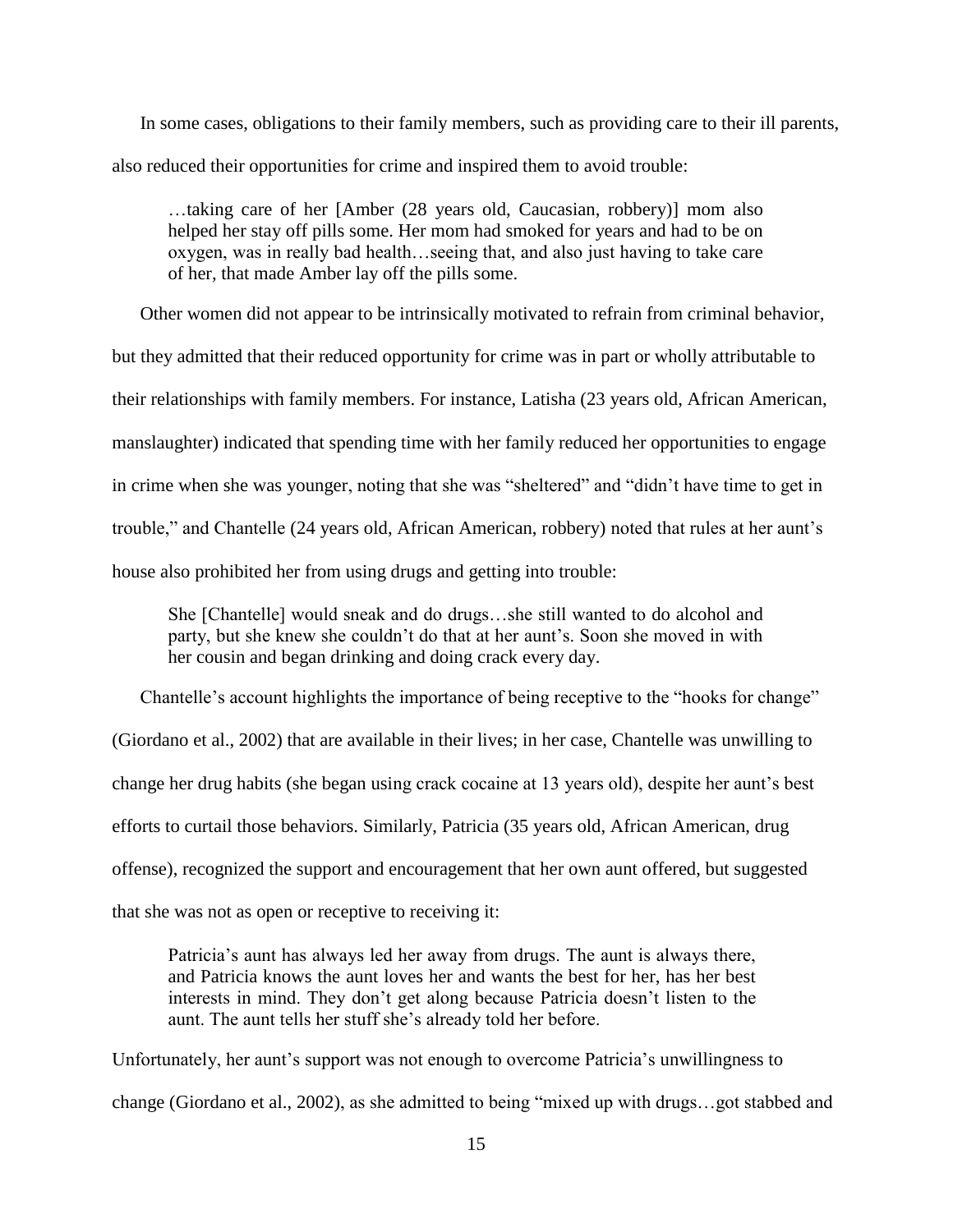In some cases, obligations to their family members, such as providing care to their ill parents, also reduced their opportunities for crime and inspired them to avoid trouble:

> …taking care of her [Amber (28 years old, Caucasian, robbery)] mom also helped her stay off pills some. Her mom had smoked for years and had to be on oxygen, was in really bad health…seeing that, and also just having to take care of her, that made Amber lay off the pills some.

Other women did not appear to be intrinsically motivated to refrain from criminal behavior, but they admitted that their reduced opportunity for crime was in part or wholly attributable to their relationships with family members. For instance, Latisha (23 years old, African American, manslaughter) indicated that spending time with her family reduced her opportunities to engage in crime when she was younger, noting that she was "sheltered" and "didn't have time to get in trouble," and Chantelle (24 years old, African American, robbery) noted that rules at her aunt's house also prohibited her from using drugs and getting into trouble:

> She [Chantelle] would sneak and do drugs…she still wanted to do alcohol and party, but she knew she couldn't do that at her aunt's. Soon she moved in with her cousin and began drinking and doing crack every day.

Chantelle's account highlights the importance of being receptive to the "hooks for change" (Giordano et al., 2002) that are available in their lives; in her case, Chantelle was unwilling to change her drug habits (she began using crack cocaine at 13 years old), despite her aunt's best efforts to curtail those behaviors. Similarly, Patricia (35 years old, African American, drug offense), recognized the support and encouragement that her own aunt offered, but suggested that she was not as open or receptive to receiving it:

> Patricia's aunt has always led her away from drugs. The aunt is always there, and Patricia knows the aunt loves her and wants the best for her, has her best interests in mind. They don't get along because Patricia doesn't listen to the aunt. The aunt tells her stuff she's already told her before.

Unfortunately, her aunt's support was not enough to overcome Patricia's unwillingness to change (Giordano et al., 2002), as she admitted to being "mixed up with drugs…got stabbed and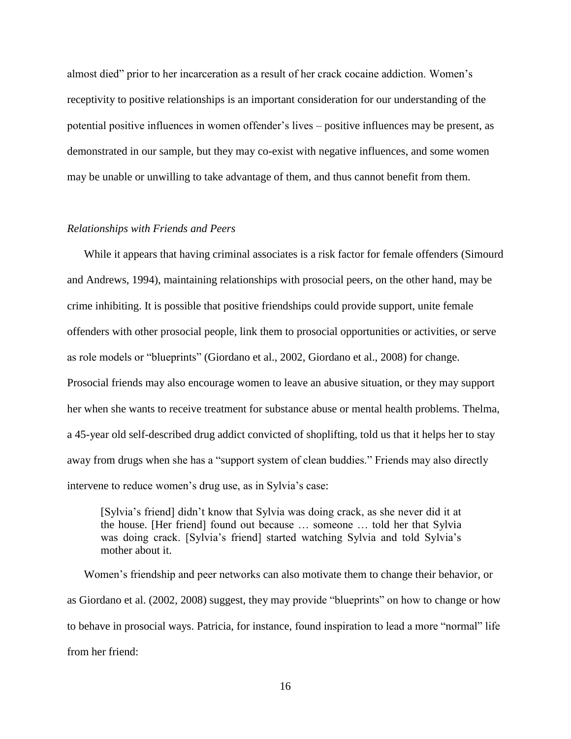almost died" prior to her incarceration as a result of her crack cocaine addiction. Women's receptivity to positive relationships is an important consideration for our understanding of the potential positive influences in women offender's lives – positive influences may be present, as demonstrated in our sample, but they may co-exist with negative influences, and some women may be unable or unwilling to take advantage of them, and thus cannot benefit from them.

*Relationships with Friends and Peers*

While it appears that having criminal associates is a risk factor for female offenders (Simourd and Andrews, 1994), maintaining relationships with prosocial peers, on the other hand, may be crime inhibiting. It is possible that positive friendships could provide support, unite female offenders with other prosocial people, link them to prosocial opportunities or activities, or serve as role models or "blueprints" (Giordano et al., 2002, Giordano et al., 2008) for change. Prosocial friends may also encourage women to leave an abusive situation, or they may support her when she wants to receive treatment for substance abuse or mental health problems. Thelma, a 45-year old self-described drug addict convicted of shoplifting, told us that it helps her to stay away from drugs when she has a "support system of clean buddies." Friends may also directly intervene to reduce women's drug use, as in Sylvia's case:

> [Sylvia's friend] didn't know that Sylvia was doing crack, as she never did it at the house. [Her friend] found out because … someone … told her that Sylvia was doing crack. [Sylvia's friend] started watching Sylvia and told Sylvia's mother about it.

Women's friendship and peer networks can also motivate them to change their behavior, or as Giordano et al. (2002, 2008) suggest, they may provide "blueprints" on how to change or how to behave in prosocial ways. Patricia, for instance, found inspiration to lead a more "normal" life from her friend: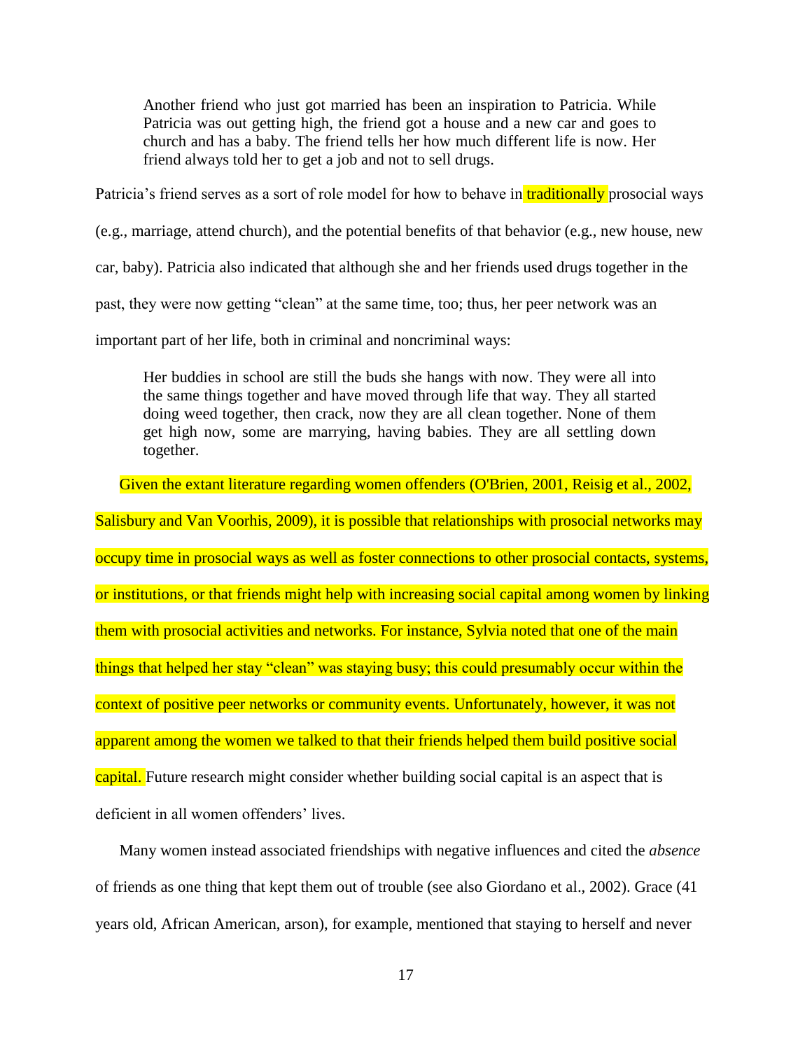> Another friend who just got married has been an inspiration to Patricia. While Patricia was out getting high, the friend got a house and a new car and goes to church and has a baby. The friend tells her how much different life is now. Her friend always told her to get a job and not to sell drugs.

Patricia's friend serves as a sort of role model for how to behave in traditionally prosocial ways (e.g., marriage, attend church), and the potential benefits of that behavior (e.g., new house, new car, baby). Patricia also indicated that although she and her friends used drugs together in the past, they were now getting "clean" at the same time, too; thus, her peer network was an important part of her life, both in criminal and noncriminal ways:

> Her buddies in school are still the buds she hangs with now. They were all into the same things together and have moved through life that way. They all started doing weed together, then crack, now they are all clean together. None of them get high now, some are marrying, having babies. They are all settling down together.

Given the extant literature regarding women offenders (O'Brien, 2001, Reisig et al., 2002, Salisbury and Van Voorhis, 2009), it is possible that relationships with prosocial networks may occupy time in prosocial ways as well as foster connections to other prosocial contacts, systems, or institutions, or that friends might help with increasing social capital among women by linking them with prosocial activities and networks. For instance, Sylvia noted that one of the main things that helped her stay "clean" was staying busy; this could presumably occur within the context of positive peer networks or community events. Unfortunately, however, it was not apparent among the women we talked to that their friends helped them build positive social capital. Future research might consider whether building social capital is an aspect that is deficient in all women offenders' lives.

Many women instead associated friendships with negative influences and cited the *absence* of friends as one thing that kept them out of trouble (see also Giordano et al., 2002). Grace (41 years old, African American, arson), for example, mentioned that staying to herself and never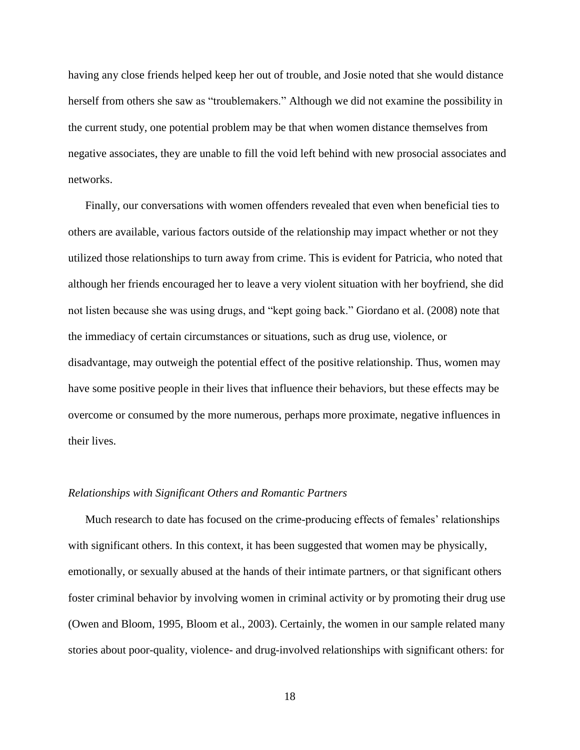having any close friends helped keep her out of trouble, and Josie noted that she would distance herself from others she saw as "troublemakers." Although we did not examine the possibility in the current study, one potential problem may be that when women distance themselves from negative associates, they are unable to fill the void left behind with new prosocial associates and networks.

Finally, our conversations with women offenders revealed that even when beneficial ties to others are available, various factors outside of the relationship may impact whether or not they utilized those relationships to turn away from crime. This is evident for Patricia, who noted that although her friends encouraged her to leave a very violent situation with her boyfriend, she did not listen because she was using drugs, and "kept going back." Giordano et al. (2008) note that the immediacy of certain circumstances or situations, such as drug use, violence, or disadvantage, may outweigh the potential effect of the positive relationship. Thus, women may have some positive people in their lives that influence their behaviors, but these effects may be overcome or consumed by the more numerous, perhaps more proximate, negative influences in their lives.

### *Relationships with Significant Others and Romantic Partners*

Much research to date has focused on the crime-producing effects of females' relationships with significant others. In this context, it has been suggested that women may be physically, emotionally, or sexually abused at the hands of their intimate partners, or that significant others foster criminal behavior by involving women in criminal activity or by promoting their drug use (Owen and Bloom, 1995, Bloom et al., 2003). Certainly, the women in our sample related many stories about poor-quality, violence- and drug-involved relationships with significant others: for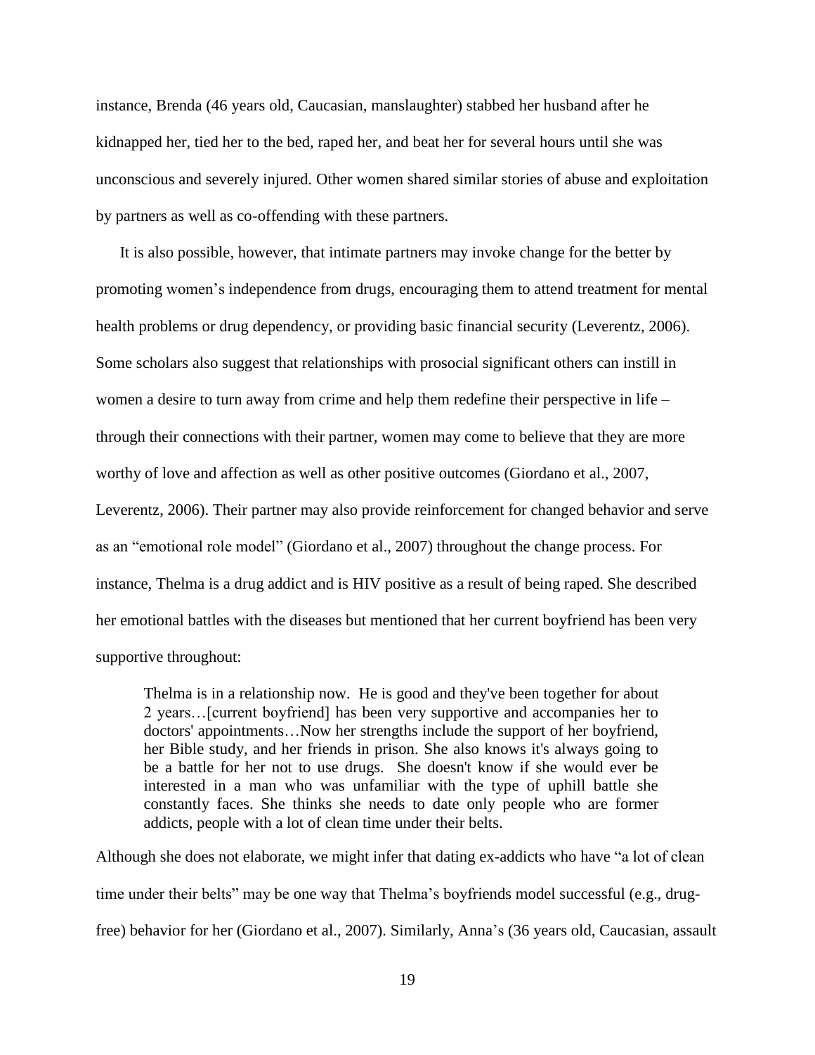instance, Brenda (46 years old, Caucasian, manslaughter) stabbed her husband after he kidnapped her, tied her to the bed, raped her, and beat her for several hours until she was unconscious and severely injured. Other women shared similar stories of abuse and exploitation by partners as well as co-offending with these partners.

It is also possible, however, that intimate partners may invoke change for the better by promoting women's independence from drugs, encouraging them to attend treatment for mental health problems or drug dependency, or providing basic financial security (Leverentz, 2006). Some scholars also suggest that relationships with prosocial significant others can instill in women a desire to turn away from crime and help them redefine their perspective in life – through their connections with their partner, women may come to believe that they are more worthy of love and affection as well as other positive outcomes (Giordano et al., 2007, Leverentz, 2006). Their partner may also provide reinforcement for changed behavior and serve as an "emotional role model" (Giordano et al., 2007) throughout the change process. For instance, Thelma is a drug addict and is HIV positive as a result of being raped. She described her emotional battles with the diseases but mentioned that her current boyfriend has been very supportive throughout:

> Thelma is in a relationship now. He is good and they've been together for about 2 years…[current boyfriend] has been very supportive and accompanies her to doctors' appointments…Now her strengths include the support of her boyfriend, her Bible study, and her friends in prison. She also knows it's always going to be a battle for her not to use drugs. She doesn't know if she would ever be interested in a man who was unfamiliar with the type of uphill battle she constantly faces. She thinks she needs to date only people who are former addicts, people with a lot of clean time under their belts.

Although she does not elaborate, we might infer that dating ex-addicts who have "a lot of clean time under their belts" may be one way that Thelma's boyfriends model successful (e.g., drug-free) behavior for her (Giordano et al., 2007). Similarly, Anna's (36 years old, Caucasian, assault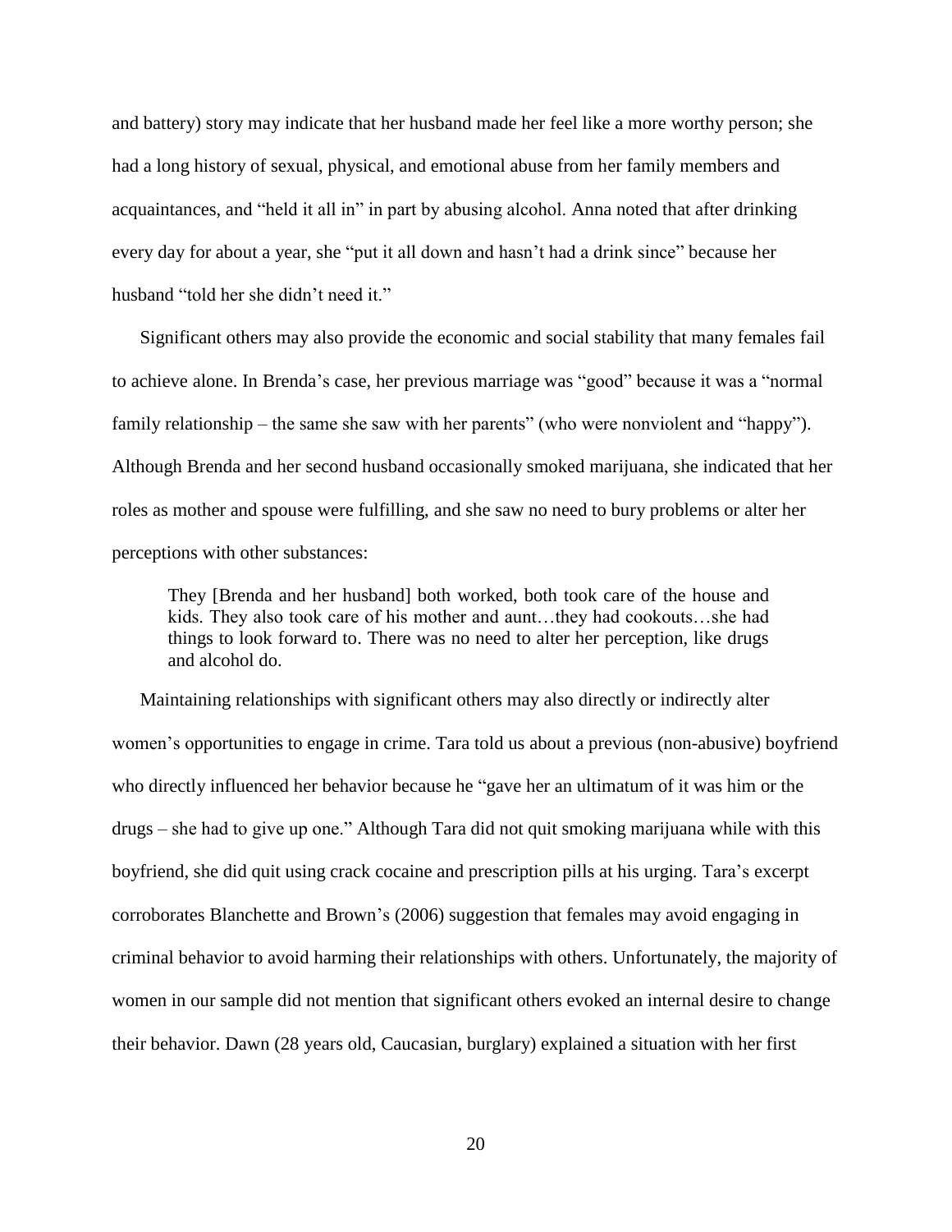and battery) story may indicate that her husband made her feel like a more worthy person; she had a long history of sexual, physical, and emotional abuse from her family members and acquaintances, and "held it all in" in part by abusing alcohol. Anna noted that after drinking every day for about a year, she "put it all down and hasn't had a drink since" because her husband "told her she didn't need it."

Significant others may also provide the economic and social stability that many females fail to achieve alone. In Brenda's case, her previous marriage was "good" because it was a "normal family relationship – the same she saw with her parents" (who were nonviolent and "happy"). Although Brenda and her second husband occasionally smoked marijuana, she indicated that her roles as mother and spouse were fulfilling, and she saw no need to bury problems or alter her perceptions with other substances:

> They [Brenda and her husband] both worked, both took care of the house and kids. They also took care of his mother and aunt…they had cookouts…she had things to look forward to. There was no need to alter her perception, like drugs and alcohol do.

Maintaining relationships with significant others may also directly or indirectly alter women's opportunities to engage in crime. Tara told us about a previous (non-abusive) boyfriend who directly influenced her behavior because he "gave her an ultimatum of it was him or the drugs – she had to give up one." Although Tara did not quit smoking marijuana while with this boyfriend, she did quit using crack cocaine and prescription pills at his urging. Tara's excerpt corroborates Blanchette and Brown's (2006) suggestion that females may avoid engaging in criminal behavior to avoid harming their relationships with others. Unfortunately, the majority of women in our sample did not mention that significant others evoked an internal desire to change their behavior. Dawn (28 years old, Caucasian, burglary) explained a situation with her first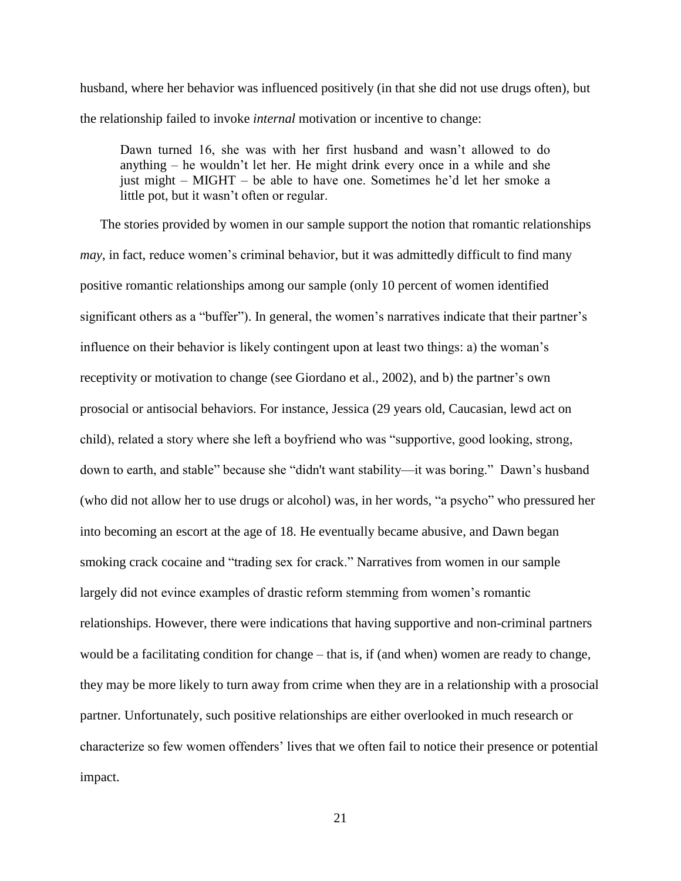husband, where her behavior was influenced positively (in that she did not use drugs often), but the relationship failed to invoke *internal* motivation or incentive to change:

> Dawn turned 16, she was with her first husband and wasn't allowed to do anything – he wouldn't let her. He might drink every once in a while and she just might – MIGHT – be able to have one. Sometimes he'd let her smoke a little pot, but it wasn't often or regular.

The stories provided by women in our sample support the notion that romantic relationships *may*, in fact, reduce women's criminal behavior, but it was admittedly difficult to find many positive romantic relationships among our sample (only 10 percent of women identified significant others as a "buffer"). In general, the women's narratives indicate that their partner's influence on their behavior is likely contingent upon at least two things: a) the woman's receptivity or motivation to change (see Giordano et al., 2002), and b) the partner's own prosocial or antisocial behaviors. For instance, Jessica (29 years old, Caucasian, lewd act on child), related a story where she left a boyfriend who was "supportive, good looking, strong, down to earth, and stable" because she "didn't want stability—it was boring." Dawn's husband (who did not allow her to use drugs or alcohol) was, in her words, "a psycho" who pressured her into becoming an escort at the age of 18. He eventually became abusive, and Dawn began smoking crack cocaine and "trading sex for crack." Narratives from women in our sample largely did not evince examples of drastic reform stemming from women's romantic relationships. However, there were indications that having supportive and non-criminal partners would be a facilitating condition for change – that is, if (and when) women are ready to change, they may be more likely to turn away from crime when they are in a relationship with a prosocial partner. Unfortunately, such positive relationships are either overlooked in much research or characterize so few women offenders' lives that we often fail to notice their presence or potential impact.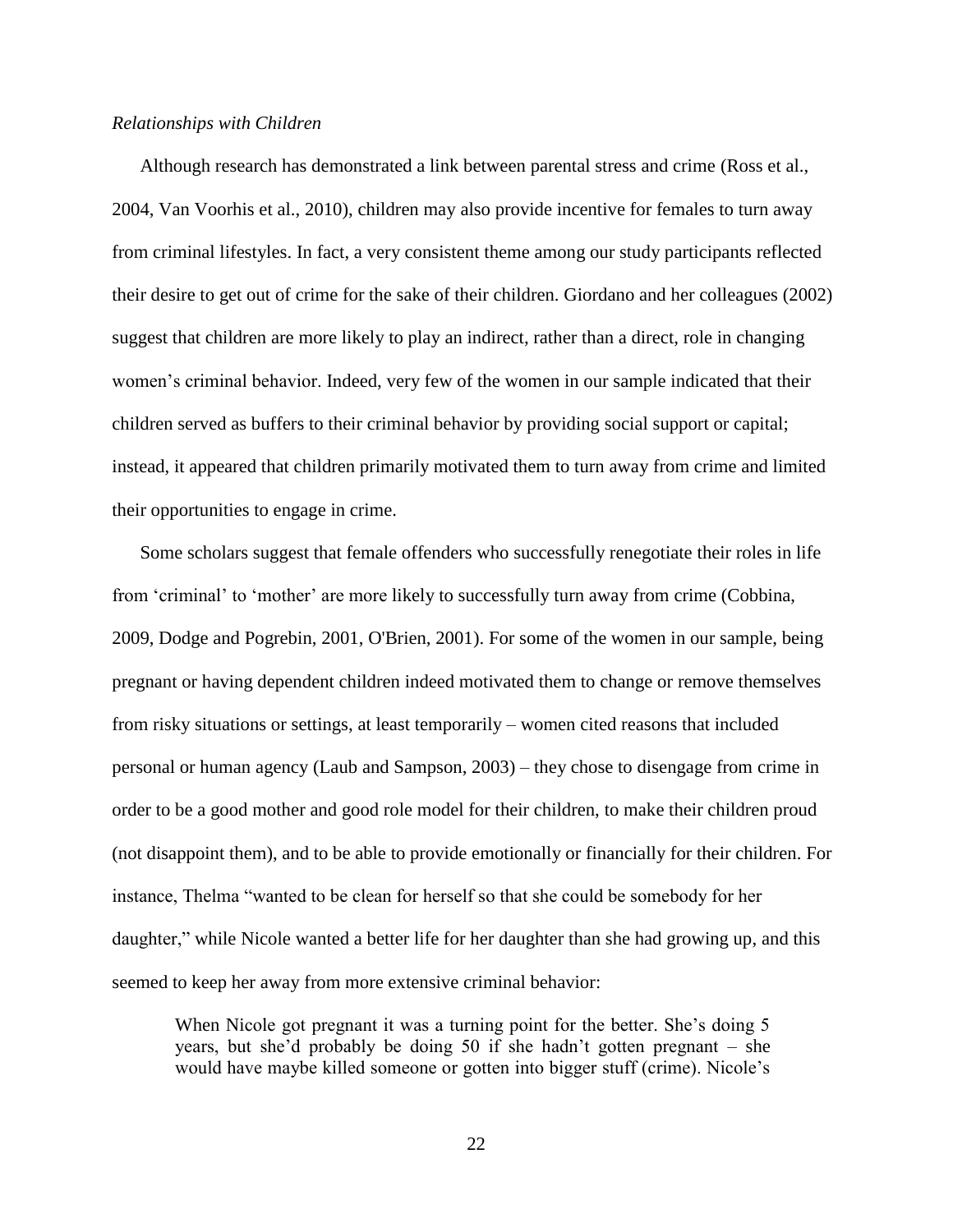*Relationships with Children*

Although research has demonstrated a link between parental stress and crime (Ross et al., 2004, Van Voorhis et al., 2010), children may also provide incentive for females to turn away from criminal lifestyles. In fact, a very consistent theme among our study participants reflected their desire to get out of crime for the sake of their children. Giordano and her colleagues (2002) suggest that children are more likely to play an indirect, rather than a direct, role in changing women's criminal behavior. Indeed, very few of the women in our sample indicated that their children served as buffers to their criminal behavior by providing social support or capital; instead, it appeared that children primarily motivated them to turn away from crime and limited their opportunities to engage in crime.

Some scholars suggest that female offenders who successfully renegotiate their roles in life from 'criminal' to 'mother' are more likely to successfully turn away from crime (Cobbina, 2009, Dodge and Pogrebin, 2001, O'Brien, 2001). For some of the women in our sample, being pregnant or having dependent children indeed motivated them to change or remove themselves from risky situations or settings, at least temporarily – women cited reasons that included personal or human agency (Laub and Sampson, 2003) – they chose to disengage from crime in order to be a good mother and good role model for their children, to make their children proud (not disappoint them), and to be able to provide emotionally or financially for their children. For instance, Thelma "wanted to be clean for herself so that she could be somebody for her daughter," while Nicole wanted a better life for her daughter than she had growing up, and this seemed to keep her away from more extensive criminal behavior:

> When Nicole got pregnant it was a turning point for the better. She's doing 5 years, but she'd probably be doing 50 if she hadn't gotten pregnant – she would have maybe killed someone or gotten into bigger stuff (crime). Nicole's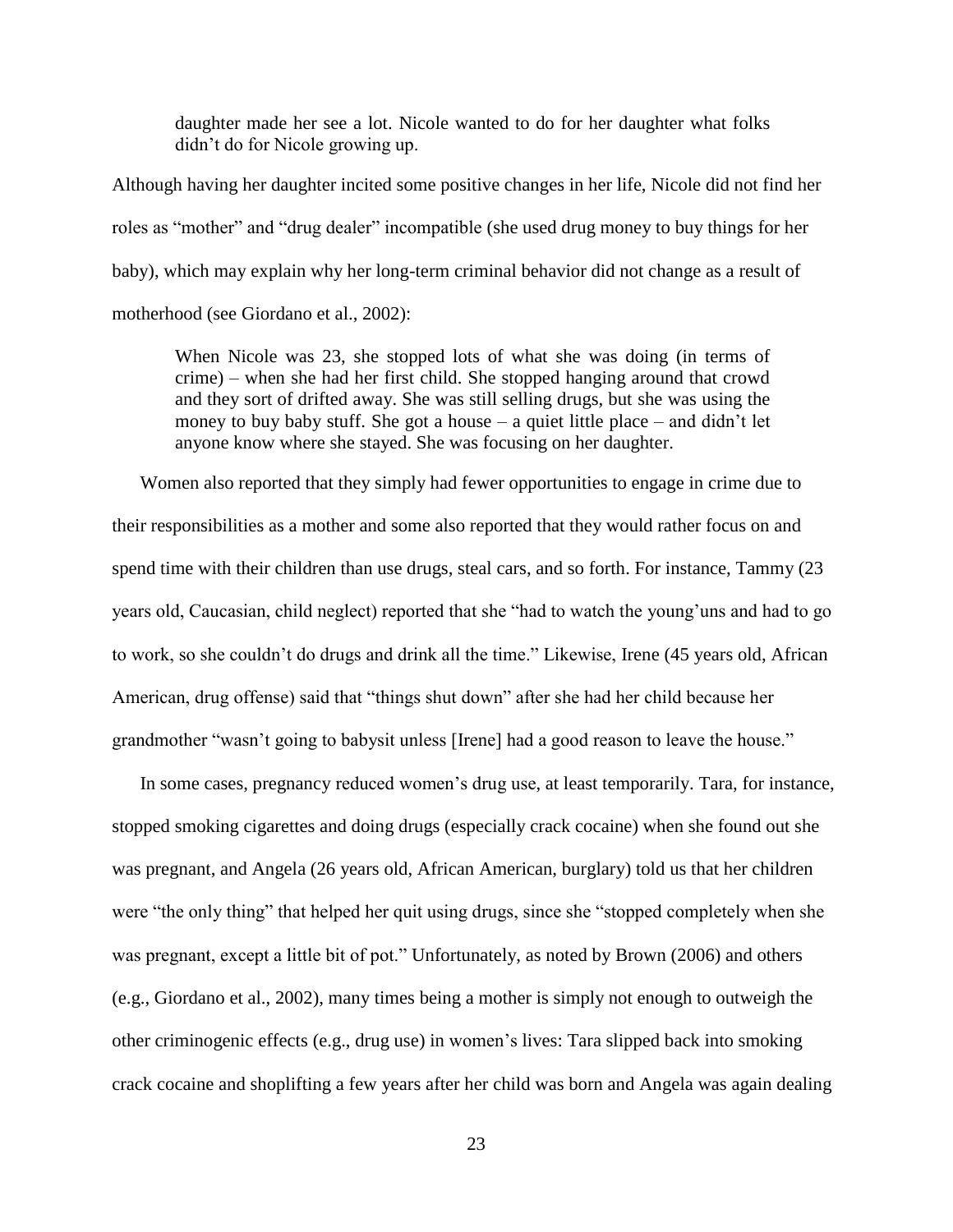> daughter made her see a lot. Nicole wanted to do for her daughter what folks didn't do for Nicole growing up.

Although having her daughter incited some positive changes in her life, Nicole did not find her roles as "mother" and "drug dealer" incompatible (she used drug money to buy things for her baby), which may explain why her long-term criminal behavior did not change as a result of motherhood (see Giordano et al., 2002):

> When Nicole was 23, she stopped lots of what she was doing (in terms of crime) – when she had her first child. She stopped hanging around that crowd and they sort of drifted away. She was still selling drugs, but she was using the money to buy baby stuff. She got a house – a quiet little place – and didn't let anyone know where she stayed. She was focusing on her daughter.

Women also reported that they simply had fewer opportunities to engage in crime due to their responsibilities as a mother and some also reported that they would rather focus on and spend time with their children than use drugs, steal cars, and so forth. For instance, Tammy (23 years old, Caucasian, child neglect) reported that she "had to watch the young'uns and had to go to work, so she couldn't do drugs and drink all the time." Likewise, Irene (45 years old, African American, drug offense) said that "things shut down" after she had her child because her grandmother "wasn't going to babysit unless [Irene] had a good reason to leave the house."

In some cases, pregnancy reduced women's drug use, at least temporarily. Tara, for instance, stopped smoking cigarettes and doing drugs (especially crack cocaine) when she found out she was pregnant, and Angela (26 years old, African American, burglary) told us that her children were "the only thing" that helped her quit using drugs, since she "stopped completely when she was pregnant, except a little bit of pot." Unfortunately, as noted by Brown (2006) and others (e.g., Giordano et al., 2002), many times being a mother is simply not enough to outweigh the other criminogenic effects (e.g., drug use) in women's lives: Tara slipped back into smoking crack cocaine and shoplifting a few years after her child was born and Angela was again dealing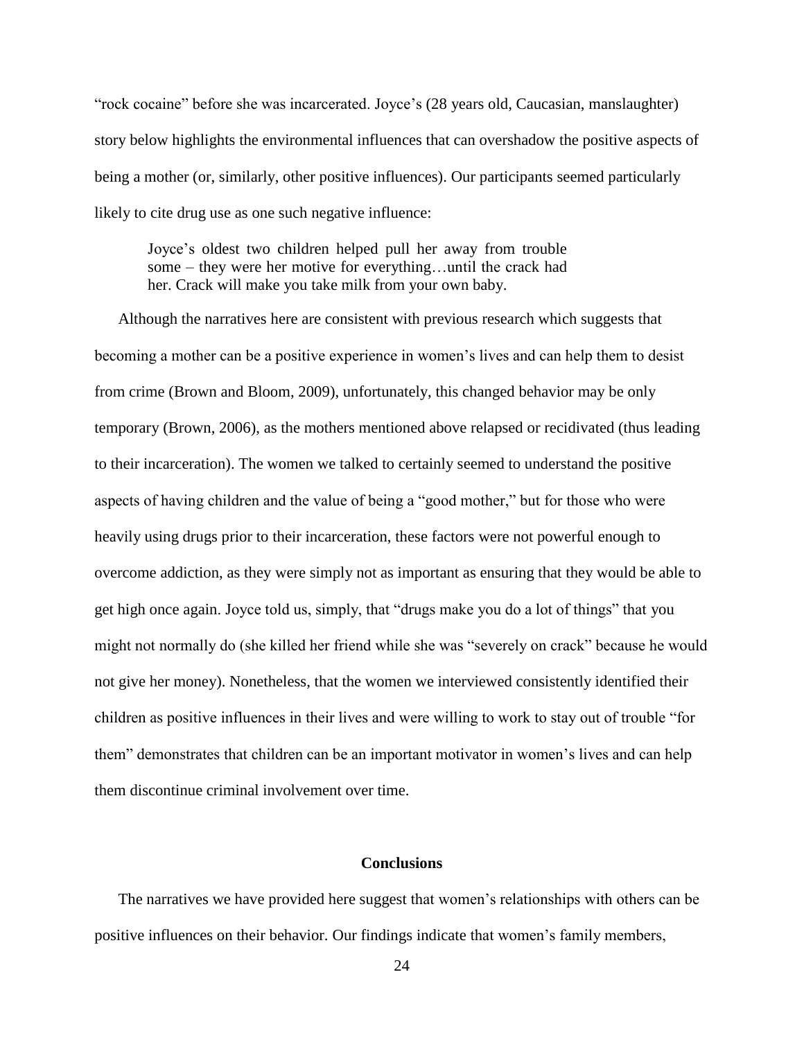"rock cocaine" before she was incarcerated. Joyce's (28 years old, Caucasian, manslaughter) story below highlights the environmental influences that can overshadow the positive aspects of being a mother (or, similarly, other positive influences). Our participants seemed particularly likely to cite drug use as one such negative influence:

> Joyce's oldest two children helped pull her away from trouble some – they were her motive for everything…until the crack had her. Crack will make you take milk from your own baby.

Although the narratives here are consistent with previous research which suggests that becoming a mother can be a positive experience in women's lives and can help them to desist from crime (Brown and Bloom, 2009), unfortunately, this changed behavior may be only temporary (Brown, 2006), as the mothers mentioned above relapsed or recidivated (thus leading to their incarceration). The women we talked to certainly seemed to understand the positive aspects of having children and the value of being a "good mother," but for those who were heavily using drugs prior to their incarceration, these factors were not powerful enough to overcome addiction, as they were simply not as important as ensuring that they would be able to get high once again. Joyce told us, simply, that "drugs make you do a lot of things" that you might not normally do (she killed her friend while she was "severely on crack" because he would not give her money). Nonetheless, that the women we interviewed consistently identified their children as positive influences in their lives and were willing to work to stay out of trouble "for them" demonstrates that children can be an important motivator in women's lives and can help them discontinue criminal involvement over time.

## Conclusions

The narratives we have provided here suggest that women's relationships with others can be positive influences on their behavior. Our findings indicate that women's family members,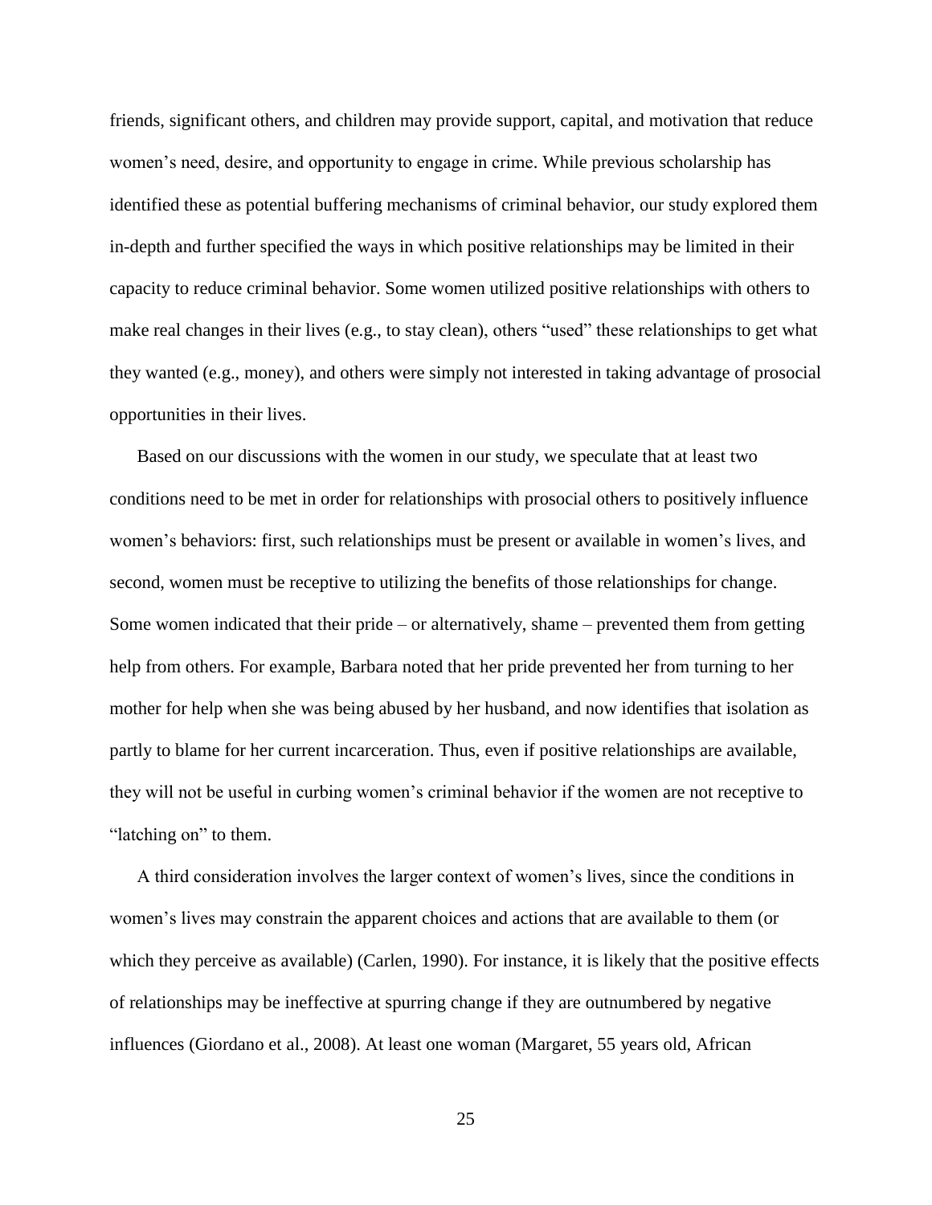friends, significant others, and children may provide support, capital, and motivation that reduce women's need, desire, and opportunity to engage in crime. While previous scholarship has identified these as potential buffering mechanisms of criminal behavior, our study explored them in-depth and further specified the ways in which positive relationships may be limited in their capacity to reduce criminal behavior. Some women utilized positive relationships with others to make real changes in their lives (e.g., to stay clean), others "used" these relationships to get what they wanted (e.g., money), and others were simply not interested in taking advantage of prosocial opportunities in their lives.

Based on our discussions with the women in our study, we speculate that at least two conditions need to be met in order for relationships with prosocial others to positively influence women's behaviors: first, such relationships must be present or available in women's lives, and second, women must be receptive to utilizing the benefits of those relationships for change. Some women indicated that their pride – or alternatively, shame – prevented them from getting help from others. For example, Barbara noted that her pride prevented her from turning to her mother for help when she was being abused by her husband, and now identifies that isolation as partly to blame for her current incarceration. Thus, even if positive relationships are available, they will not be useful in curbing women's criminal behavior if the women are not receptive to "latching on" to them.

A third consideration involves the larger context of women's lives, since the conditions in women's lives may constrain the apparent choices and actions that are available to them (or which they perceive as available) (Carlen, 1990). For instance, it is likely that the positive effects of relationships may be ineffective at spurring change if they are outnumbered by negative influences (Giordano et al., 2008). At least one woman (Margaret, 55 years old, African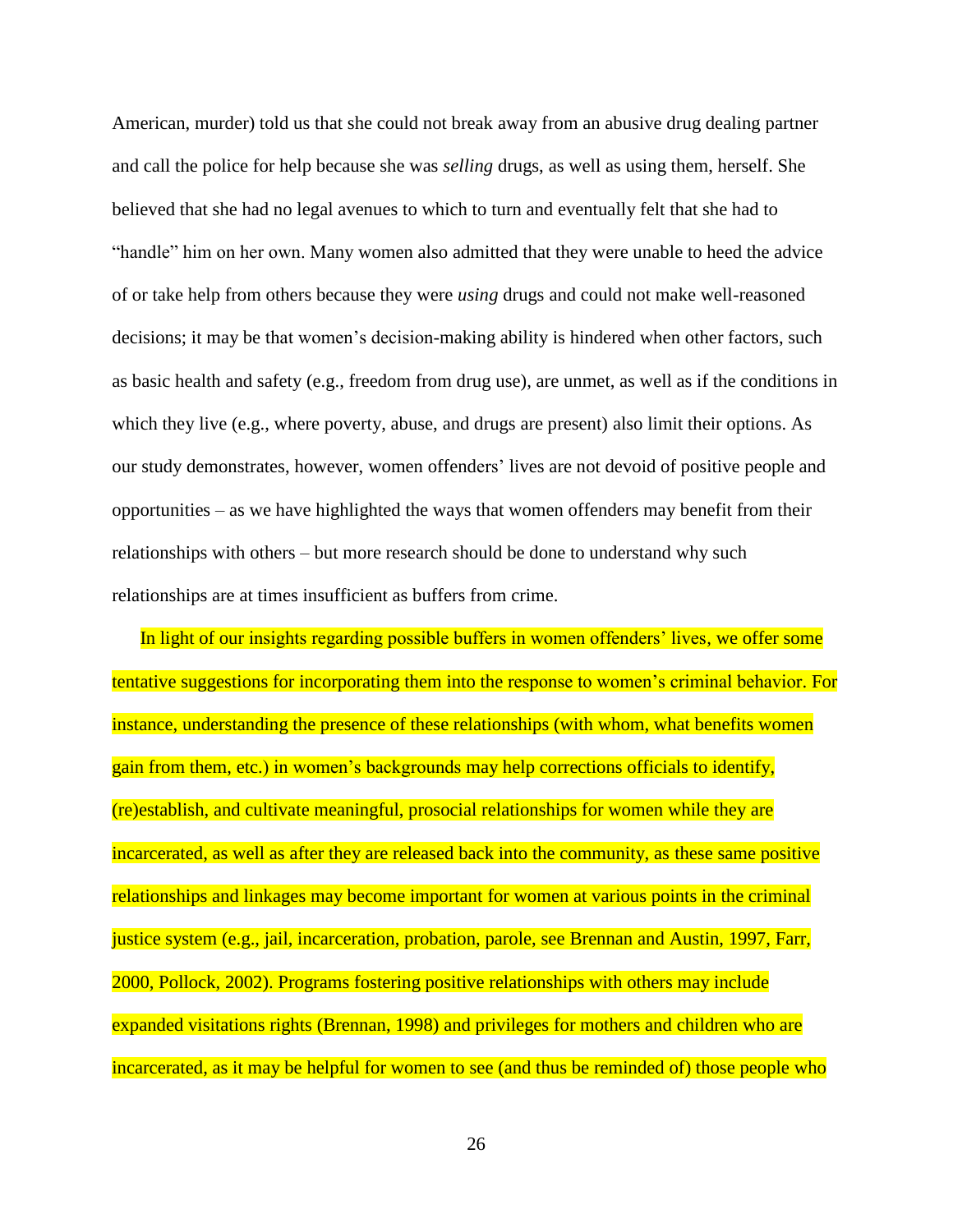American, murder) told us that she could not break away from an abusive drug dealing partner and call the police for help because she was *selling* drugs, as well as using them, herself. She believed that she had no legal avenues to which to turn and eventually felt that she had to "handle" him on her own. Many women also admitted that they were unable to heed the advice of or take help from others because they were *using* drugs and could not make well-reasoned decisions; it may be that women's decision-making ability is hindered when other factors, such as basic health and safety (e.g., freedom from drug use), are unmet, as well as if the conditions in which they live (e.g., where poverty, abuse, and drugs are present) also limit their options. As our study demonstrates, however, women offenders' lives are not devoid of positive people and opportunities – as we have highlighted the ways that women offenders may benefit from their relationships with others – but more research should be done to understand why such relationships are at times insufficient as buffers from crime.

In light of our insights regarding possible buffers in women offenders' lives, we offer some tentative suggestions for incorporating them into the response to women's criminal behavior. For instance, understanding the presence of these relationships (with whom, what benefits women gain from them, etc.) in women's backgrounds may help corrections officials to identify, (re)establish, and cultivate meaningful, prosocial relationships for women while they are incarcerated, as well as after they are released back into the community, as these same positive relationships and linkages may become important for women at various points in the criminal justice system (e.g., jail, incarceration, probation, parole, see Brennan and Austin, 1997, Farr, 2000, Pollock, 2002). Programs fostering positive relationships with others may include expanded visitations rights (Brennan, 1998) and privileges for mothers and children who are incarcerated, as it may be helpful for women to see (and thus be reminded of) those people who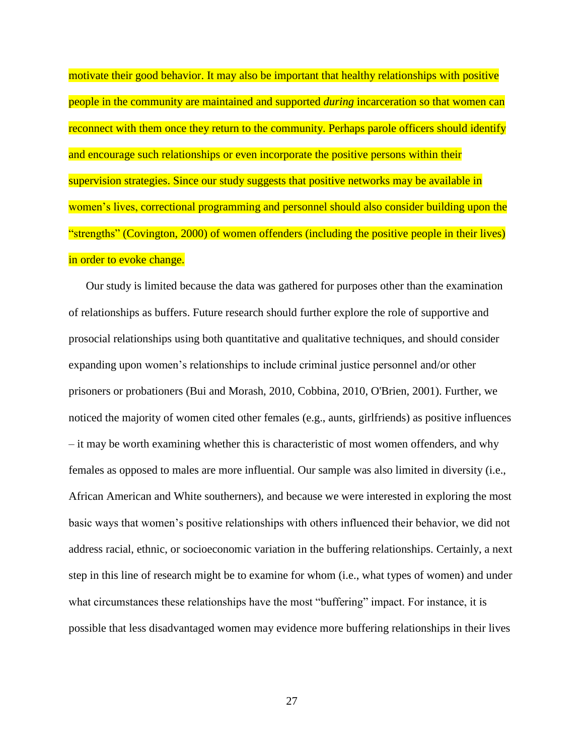motivate their good behavior. It may also be important that healthy relationships with positive people in the community are maintained and supported *during* incarceration so that women can reconnect with them once they return to the community. Perhaps parole officers should identify and encourage such relationships or even incorporate the positive persons within their supervision strategies. Since our study suggests that positive networks may be available in women's lives, correctional programming and personnel should also consider building upon the "strengths" (Covington, 2000) of women offenders (including the positive people in their lives) in order to evoke change.

Our study is limited because the data was gathered for purposes other than the examination of relationships as buffers. Future research should further explore the role of supportive and prosocial relationships using both quantitative and qualitative techniques, and should consider expanding upon women's relationships to include criminal justice personnel and/or other prisoners or probationers (Bui and Morash, 2010, Cobbina, 2010, O'Brien, 2001). Further, we noticed the majority of women cited other females (e.g., aunts, girlfriends) as positive influences – it may be worth examining whether this is characteristic of most women offenders, and why females as opposed to males are more influential. Our sample was also limited in diversity (i.e., African American and White southerners), and because we were interested in exploring the most basic ways that women's positive relationships with others influenced their behavior, we did not address racial, ethnic, or socioeconomic variation in the buffering relationships. Certainly, a next step in this line of research might be to examine for whom (i.e., what types of women) and under what circumstances these relationships have the most "buffering" impact. For instance, it is possible that less disadvantaged women may evidence more buffering relationships in their lives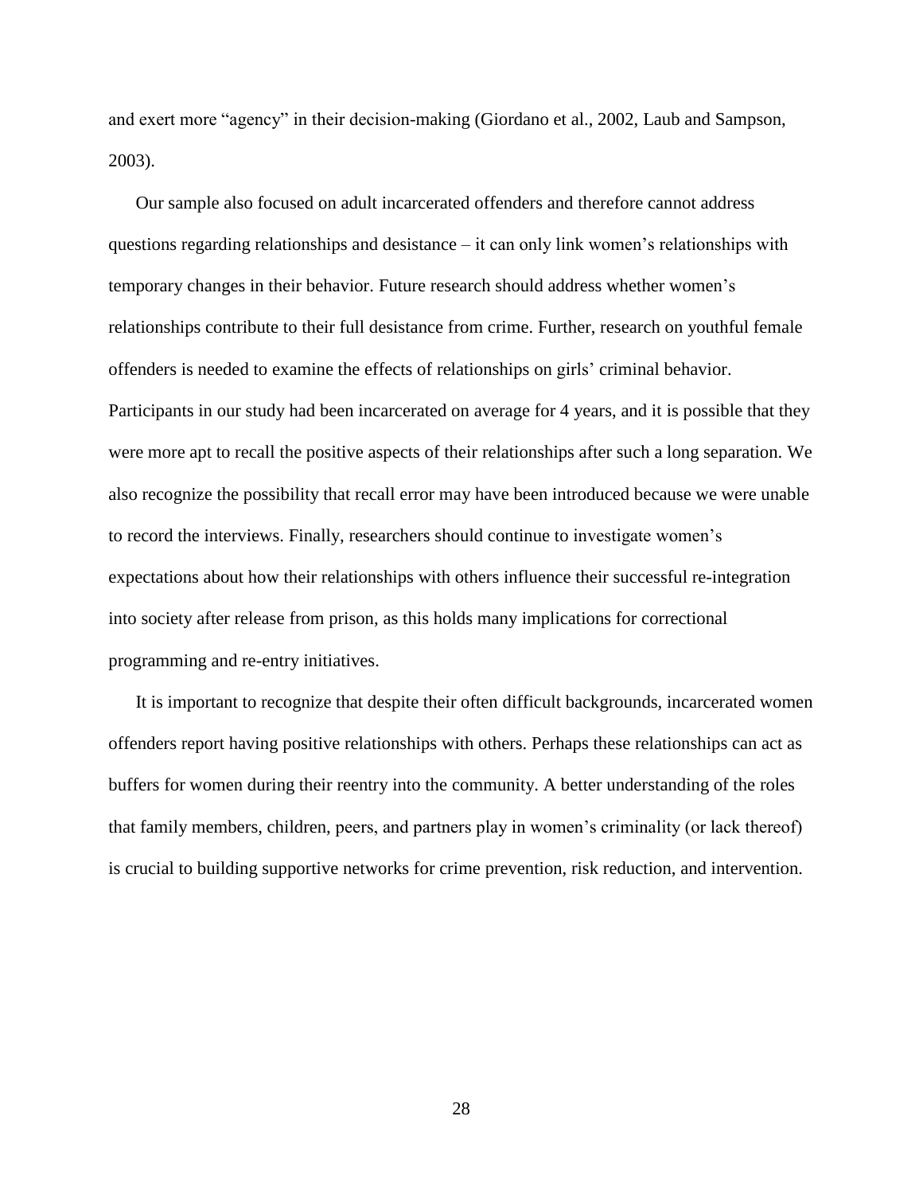and exert more "agency" in their decision-making (Giordano et al., 2002, Laub and Sampson, 2003).

Our sample also focused on adult incarcerated offenders and therefore cannot address questions regarding relationships and desistance – it can only link women's relationships with temporary changes in their behavior. Future research should address whether women's relationships contribute to their full desistance from crime. Further, research on youthful female offenders is needed to examine the effects of relationships on girls' criminal behavior. Participants in our study had been incarcerated on average for 4 years, and it is possible that they were more apt to recall the positive aspects of their relationships after such a long separation. We also recognize the possibility that recall error may have been introduced because we were unable to record the interviews. Finally, researchers should continue to investigate women's expectations about how their relationships with others influence their successful re-integration into society after release from prison, as this holds many implications for correctional programming and re-entry initiatives.

It is important to recognize that despite their often difficult backgrounds, incarcerated women offenders report having positive relationships with others. Perhaps these relationships can act as buffers for women during their reentry into the community. A better understanding of the roles that family members, children, peers, and partners play in women's criminality (or lack thereof) is crucial to building supportive networks for crime prevention, risk reduction, and intervention.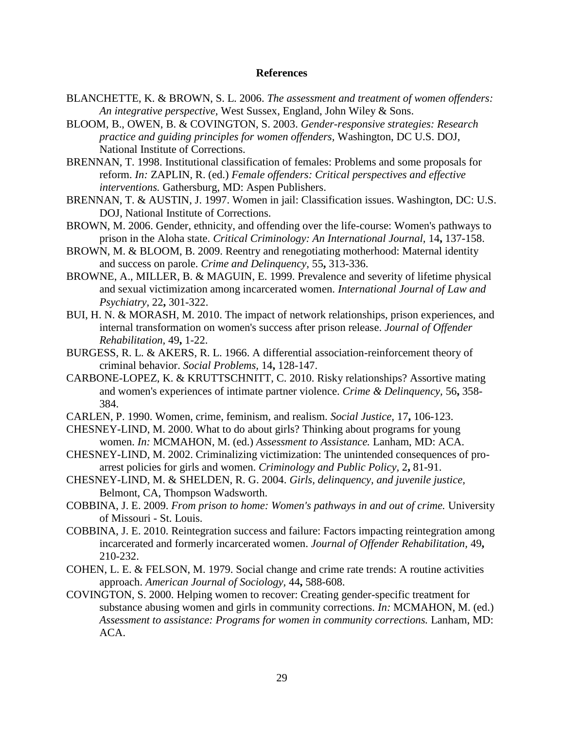# References

BLANCHETTE, K. & BROWN, S. L. 2006. *The assessment and treatment of women offenders: An integrative perspective,* West Sussex, England, John Wiley & Sons.

BLOOM, B., OWEN, B. & COVINGTON, S. 2003. *Gender-responsive strategies: Research practice and guiding principles for women offenders,* Washington, DC U.S. DOJ, National Institute of Corrections.

BRENNAN, T. 1998. Institutional classification of females: Problems and some proposals for reform. *In:* ZAPLIN, R. (ed.) *Female offenders: Critical perspectives and effective interventions.* Gathersburg, MD: Aspen Publishers.

BRENNAN, T. & AUSTIN, J. 1997. Women in jail: Classification issues. Washington, DC: U.S. DOJ, National Institute of Corrections.

BROWN, M. 2006. Gender, ethnicity, and offending over the life-course: Women's pathways to prison in the Aloha state. *Critical Criminology: An International Journal,* 14**,** 137-158.

BROWN, M. & BLOOM, B. 2009. Reentry and renegotiating motherhood: Maternal identity and success on parole. *Crime and Delinquency,* 55**,** 313-336.

BROWNE, A., MILLER, B. & MAGUIN, E. 1999. Prevalence and severity of lifetime physical and sexual victimization among incarcerated women. *International Journal of Law and Psychiatry,* 22**,** 301-322.

BUI, H. N. & MORASH, M. 2010. The impact of network relationships, prison experiences, and internal transformation on women's success after prison release. *Journal of Offender Rehabilitation,* 49**,** 1-22.

BURGESS, R. L. & AKERS, R. L. 1966. A differential association-reinforcement theory of criminal behavior. *Social Problems,* 14**,** 128-147.

CARBONE-LOPEZ, K. & KRUTTSCHNITT, C. 2010. Risky relationships? Assortive mating and women's experiences of intimate partner violence. *Crime & Delinquency,* 56**,** 358-384.

CARLEN, P. 1990. Women, crime, feminism, and realism. *Social Justice,* 17**,** 106-123.

CHESNEY-LIND, M. 2000. What to do about girls? Thinking about programs for young women. *In:* MCMAHON, M. (ed.) *Assessment to Assistance.* Lanham, MD: ACA.

CHESNEY-LIND, M. 2002. Criminalizing victimization: The unintended consequences of pro-arrest policies for girls and women. *Criminology and Public Policy,* 2**,** 81-91.

CHESNEY-LIND, M. & SHELDEN, R. G. 2004. *Girls, delinquency, and juvenile justice,* Belmont, CA, Thompson Wadsworth.

COBBINA, J. E. 2009. *From prison to home: Women's pathways in and out of crime.* University of Missouri - St. Louis.

COBBINA, J. E. 2010. Reintegration success and failure: Factors impacting reintegration among incarcerated and formerly incarcerated women. *Journal of Offender Rehabilitation,* 49**,** 210-232.

COHEN, L. E. & FELSON, M. 1979. Social change and crime rate trends: A routine activities approach. *American Journal of Sociology,* 44**,** 588-608.

COVINGTON, S. 2000. Helping women to recover: Creating gender-specific treatment for substance abusing women and girls in community corrections. *In:* MCMAHON, M. (ed.) *Assessment to assistance: Programs for women in community corrections.* Lanham, MD: ACA.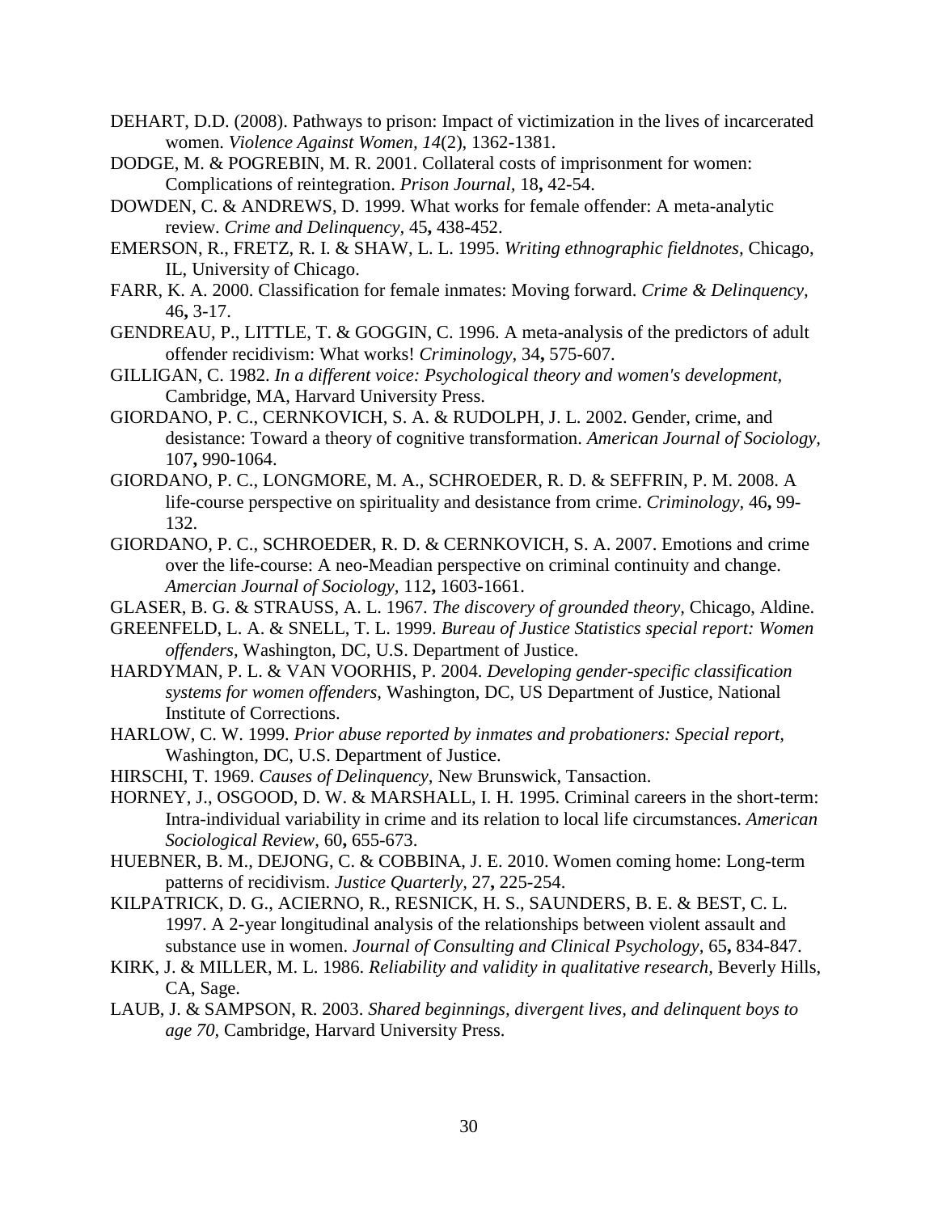DEHART, D.D. (2008). Pathways to prison: Impact of victimization in the lives of incarcerated women. *Violence Against Women, 14*(2), 1362-1381.

DODGE, M. & POGREBIN, M. R. 2001. Collateral costs of imprisonment for women: Complications of reintegration. *Prison Journal,* 18**,** 42-54.

DOWDEN, C. & ANDREWS, D. 1999. What works for female offender: A meta-analytic review. *Crime and Delinquency,* 45**,** 438-452.

EMERSON, R., FRETZ, R. I. & SHAW, L. L. 1995. *Writing ethnographic fieldnotes,* Chicago, IL, University of Chicago.

FARR, K. A. 2000. Classification for female inmates: Moving forward. *Crime & Delinquency,* 46**,** 3-17.

GENDREAU, P., LITTLE, T. & GOGGIN, C. 1996. A meta-analysis of the predictors of adult offender recidivism: What works! *Criminology,* 34**,** 575-607.

GILLIGAN, C. 1982. *In a different voice: Psychological theory and women's development,* Cambridge, MA, Harvard University Press.

GIORDANO, P. C., CERNKOVICH, S. A. & RUDOLPH, J. L. 2002. Gender, crime, and desistance: Toward a theory of cognitive transformation. *American Journal of Sociology,* 107**,** 990-1064.

GIORDANO, P. C., LONGMORE, M. A., SCHROEDER, R. D. & SEFFRIN, P. M. 2008. A life-course perspective on spirituality and desistance from crime. *Criminology,* 46**,** 99-132.

GIORDANO, P. C., SCHROEDER, R. D. & CERNKOVICH, S. A. 2007. Emotions and crime over the life-course: A neo-Meadian perspective on criminal continuity and change. *Amercian Journal of Sociology,* 112**,** 1603-1661.

GLASER, B. G. & STRAUSS, A. L. 1967. *The discovery of grounded theory,* Chicago, Aldine.

GREENFELD, L. A. & SNELL, T. L. 1999. *Bureau of Justice Statistics special report: Women offenders,* Washington, DC, U.S. Department of Justice.

HARDYMAN, P. L. & VAN VOORHIS, P. 2004. *Developing gender-specific classification systems for women offenders,* Washington, DC, US Department of Justice, National Institute of Corrections.

HARLOW, C. W. 1999. *Prior abuse reported by inmates and probationers: Special report,* Washington, DC, U.S. Department of Justice.

HIRSCHI, T. 1969. *Causes of Delinquency,* New Brunswick, Tansaction.

HORNEY, J., OSGOOD, D. W. & MARSHALL, I. H. 1995. Criminal careers in the short-term: Intra-individual variability in crime and its relation to local life circumstances. *American Sociological Review,* 60**,** 655-673.

HUEBNER, B. M., DEJONG, C. & COBBINA, J. E. 2010. Women coming home: Long-term patterns of recidivism. *Justice Quarterly,* 27**,** 225-254.

KILPATRICK, D. G., ACIERNO, R., RESNICK, H. S., SAUNDERS, B. E. & BEST, C. L. 1997. A 2-year longitudinal analysis of the relationships between violent assault and substance use in women. *Journal of Consulting and Clinical Psychology,* 65**,** 834-847.

KIRK, J. & MILLER, M. L. 1986. *Reliability and validity in qualitative research,* Beverly Hills, CA, Sage.

LAUB, J. & SAMPSON, R. 2003. *Shared beginnings, divergent lives, and delinquent boys to age 70,* Cambridge, Harvard University Press.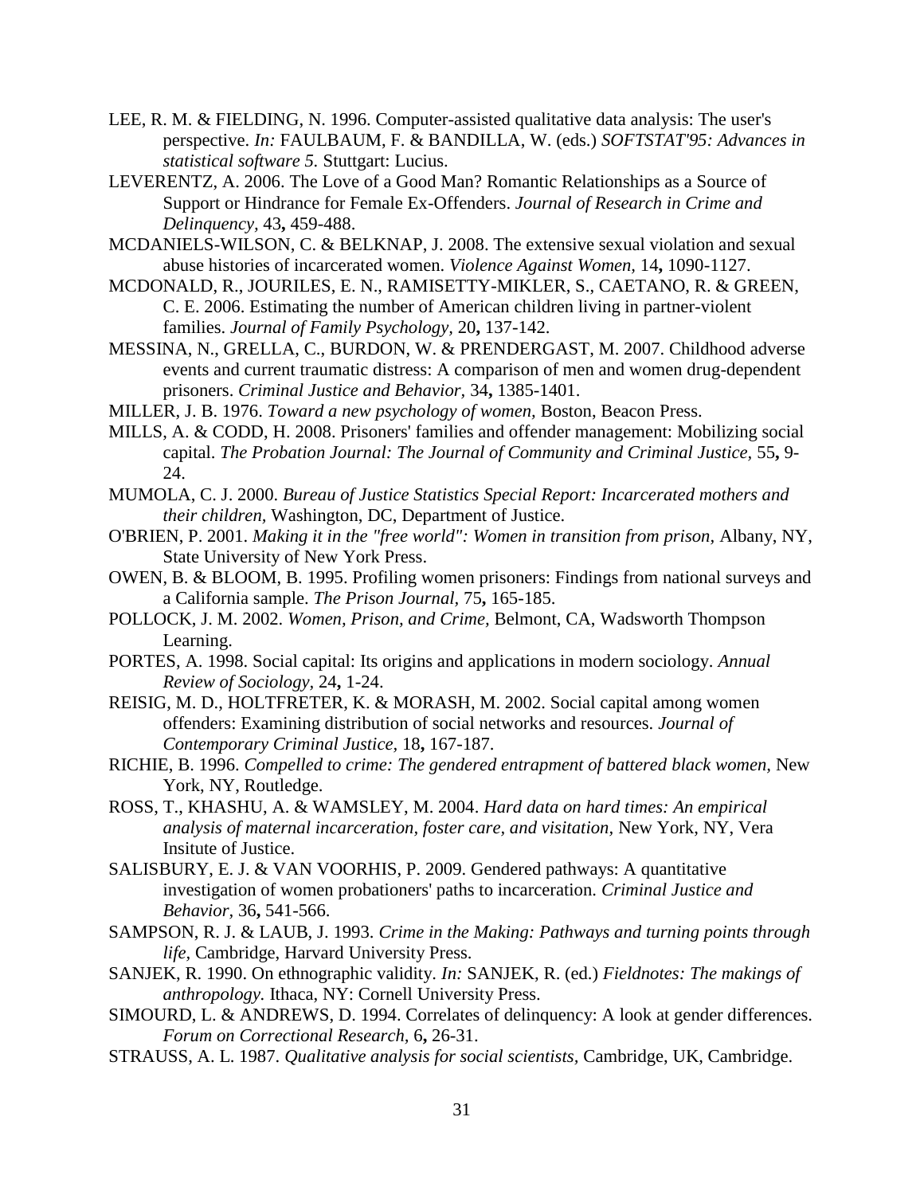LEE, R. M. & FIELDING, N. 1996. Computer-assisted qualitative data analysis: The user's perspective. *In:* FAULBAUM, F. & BANDILLA, W. (eds.) *SOFTSTAT'95: Advances in statistical software 5.* Stuttgart: Lucius.

LEVERENTZ, A. 2006. The Love of a Good Man? Romantic Relationships as a Source of Support or Hindrance for Female Ex-Offenders. *Journal of Research in Crime and Delinquency,* 43**,** 459-488.

MCDANIELS-WILSON, C. & BELKNAP, J. 2008. The extensive sexual violation and sexual abuse histories of incarcerated women. *Violence Against Women,* 14**,** 1090-1127.

MCDONALD, R., JOURILES, E. N., RAMISETTY-MIKLER, S., CAETANO, R. & GREEN, C. E. 2006. Estimating the number of American children living in partner-violent families. *Journal of Family Psychology,* 20**,** 137-142.

MESSINA, N., GRELLA, C., BURDON, W. & PRENDERGAST, M. 2007. Childhood adverse events and current traumatic distress: A comparison of men and women drug-dependent prisoners. *Criminal Justice and Behavior,* 34**,** 1385-1401.

MILLER, J. B. 1976. *Toward a new psychology of women,* Boston, Beacon Press.

MILLS, A. & CODD, H. 2008. Prisoners' families and offender management: Mobilizing social capital. *The Probation Journal: The Journal of Community and Criminal Justice,* 55**,** 9-24.

MUMOLA, C. J. 2000. *Bureau of Justice Statistics Special Report: Incarcerated mothers and their children,* Washington, DC, Department of Justice.

O'BRIEN, P. 2001. *Making it in the "free world": Women in transition from prison,* Albany, NY, State University of New York Press.

OWEN, B. & BLOOM, B. 1995. Profiling women prisoners: Findings from national surveys and a California sample. *The Prison Journal,* 75**,** 165-185.

POLLOCK, J. M. 2002. *Women, Prison, and Crime,* Belmont, CA, Wadsworth Thompson Learning.

PORTES, A. 1998. Social capital: Its origins and applications in modern sociology. *Annual Review of Sociology,* 24**,** 1-24.

REISIG, M. D., HOLTFRETER, K. & MORASH, M. 2002. Social capital among women offenders: Examining distribution of social networks and resources. *Journal of Contemporary Criminal Justice,* 18**,** 167-187.

RICHIE, B. 1996. *Compelled to crime: The gendered entrapment of battered black women,* New York, NY, Routledge.

ROSS, T., KHASHU, A. & WAMSLEY, M. 2004. *Hard data on hard times: An empirical analysis of maternal incarceration, foster care, and visitation,* New York, NY, Vera Insitute of Justice.

SALISBURY, E. J. & VAN VOORHIS, P. 2009. Gendered pathways: A quantitative investigation of women probationers' paths to incarceration. *Criminal Justice and Behavior,* 36**,** 541-566.

SAMPSON, R. J. & LAUB, J. 1993. *Crime in the Making: Pathways and turning points through life,* Cambridge, Harvard University Press.

SANJEK, R. 1990. On ethnographic validity. *In:* SANJEK, R. (ed.) *Fieldnotes: The makings of anthropology.* Ithaca, NY: Cornell University Press.

SIMOURD, L. & ANDREWS, D. 1994. Correlates of delinquency: A look at gender differences. *Forum on Correctional Research,* 6**,** 26-31.

STRAUSS, A. L. 1987. *Qualitative analysis for social scientists,* Cambridge, UK, Cambridge.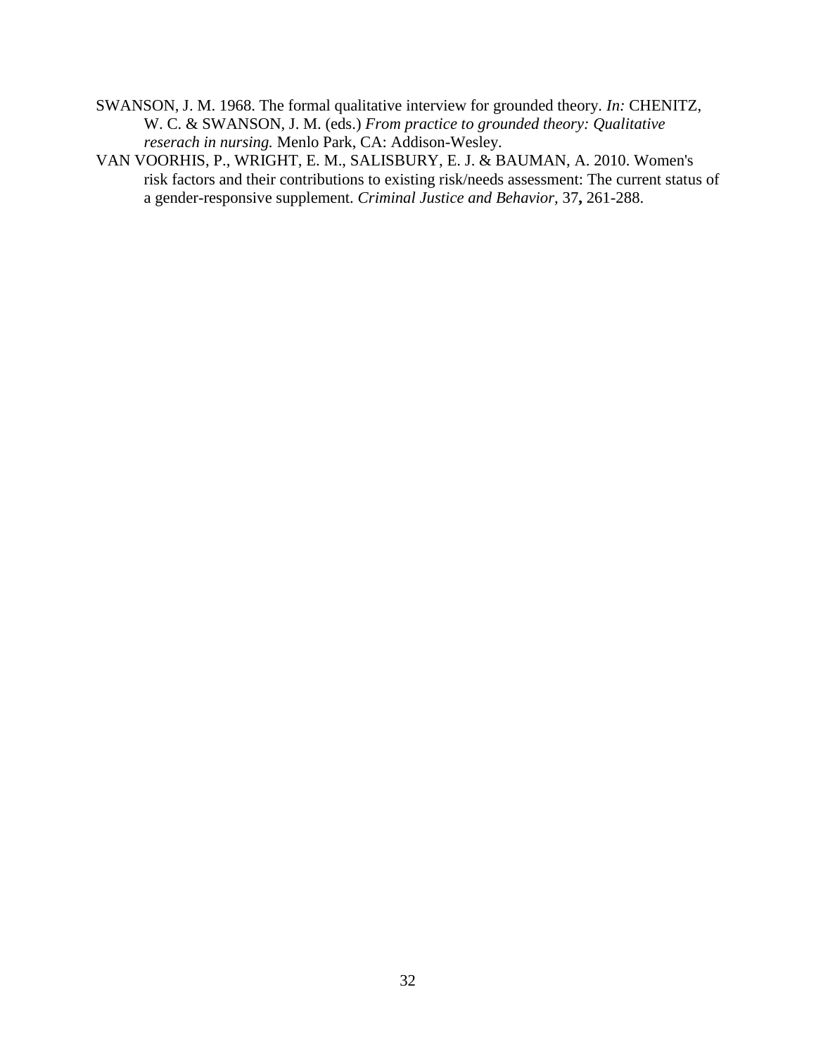SWANSON, J. M. 1968. The formal qualitative interview for grounded theory. *In:* CHENITZ, W. C. & SWANSON, J. M. (eds.) *From practice to grounded theory: Qualitative reserach in nursing.* Menlo Park, CA: Addison-Wesley.

VAN VOORHIS, P., WRIGHT, E. M., SALISBURY, E. J. & BAUMAN, A. 2010. Women's risk factors and their contributions to existing risk/needs assessment: The current status of a gender-responsive supplement. *Criminal Justice and Behavior,* 37**,** 261-288.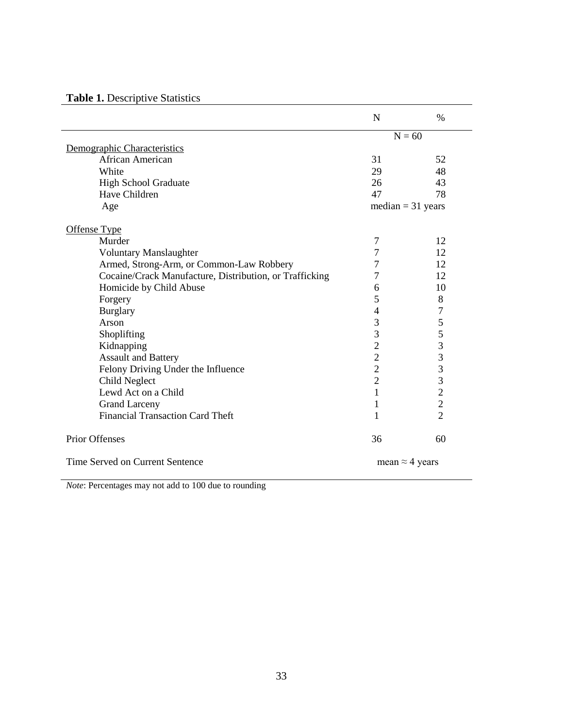**Table 1.** Descriptive Statistics

| | N | % |
|---|---|---|
| | N = 60 | |
| Demographic Characteristics | | |
| African American | 31 | 52 |
| White | 29 | 48 |
| High School Graduate | 26 | 43 |
| Have Children | 47 | 78 |
| Age | median = 31 years | |
| Offense Type | | |
| Murder | 7 | 12 |
| Voluntary Manslaughter | 7 | 12 |
| Armed, Strong-Arm, or Common-Law Robbery | 7 | 12 |
| Cocaine/Crack Manufacture, Distribution, or Trafficking | 7 | 12 |
| Homicide by Child Abuse | 6 | 10 |
| Forgery | 5 | 8 |
| Burglary | 4 | 7 |
| Arson | 3 | 5 |
| Shoplifting | 3 | 5 |
| Kidnapping | 2 | 3 |
| Assault and Battery | 2 | 3 |
| Felony Driving Under the Influence | 2 | 3 |
| Child Neglect | 2 | 3 |
| Lewd Act on a Child | 1 | 2 |
| Grand Larceny | 1 | 2 |
| Financial Transaction Card Theft | 1 | 2 |
| Prior Offenses | 36 | 60 |
| Time Served on Current Sentence | mean ≈ 4 years | |

*Note*: Percentages may not add to 100 due to rounding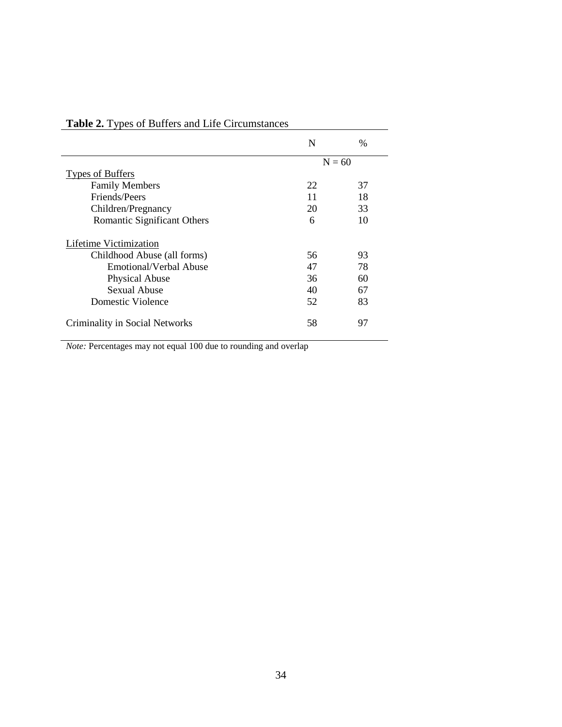**Table 2.** Types of Buffers and Life Circumstances

| | N | % |
|---|---|---|
| | N = 60 | |
| Types of Buffers | | |
| Family Members | 22 | 37 |
| Friends/Peers | 11 | 18 |
| Children/Pregnancy | 20 | 33 |
| Romantic Significant Others | 6 | 10 |
| Lifetime Victimization | | |
| Childhood Abuse (all forms) | 56 | 93 |
| Emotional/Verbal Abuse | 47 | 78 |
| Physical Abuse | 36 | 60 |
| Sexual Abuse | 40 | 67 |
| Domestic Violence | 52 | 83 |
| Criminality in Social Networks | 58 | 97 |

*Note:* Percentages may not equal 100 due to rounding and overlap